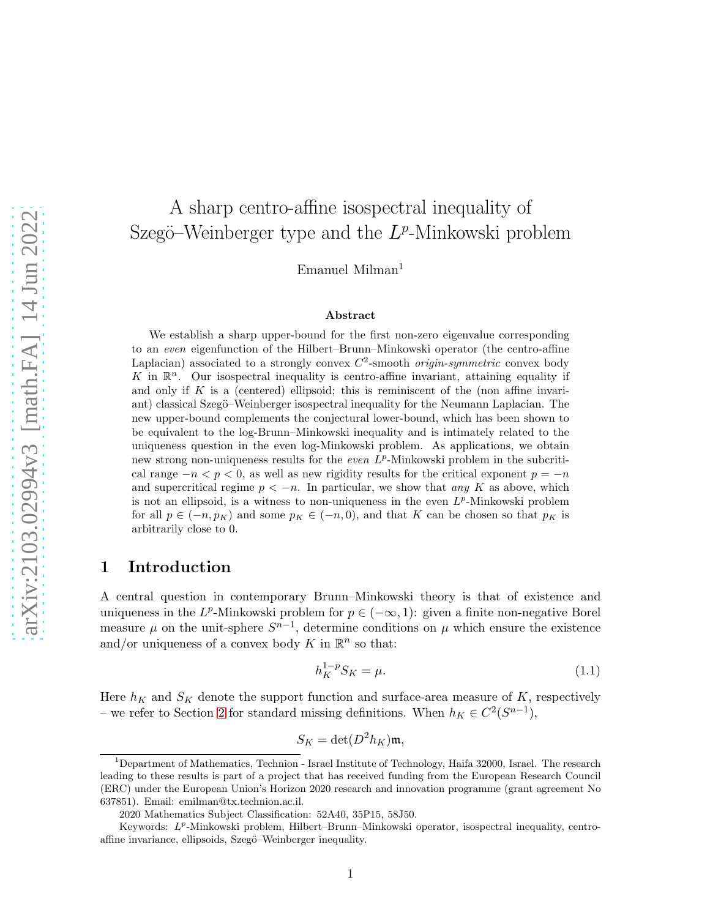# A sharp centro-affine isospectral inequality of Szegö–Weinberger type and the $L^p$-Minkowski problem

Emanuel Milman[1]

## Abstract

We establish a sharp upper-bound for the first non-zero eigenvalue corresponding to an *even* eigenfunction of the Hilbert–Brunn–Minkowski operator (the centro-affine Laplacian) associated to a strongly convex $C^2$-smooth *origin-symmetric* convex body $K$ in $\mathbb{R}^n$. Our isospectral inequality is centro-affine invariant, attaining equality if and only if $K$ is a (centered) ellipsoid; this is reminiscent of the (non affine invariant) classical Szegö–Weinberger isospectral inequality for the Neumann Laplacian. The new upper-bound complements the conjectural lower-bound, which has been shown to be equivalent to the log-Brunn–Minkowski inequality and is intimately related to the uniqueness question in the even log-Minkowski problem. As applications, we obtain new strong non-uniqueness results for the *even* $L^p$-Minkowski problem in the subcritical range $-n < p < 0$, as well as new rigidity results for the critical exponent $p = -n$ and supercritical regime $p < -n$. In particular, we show that *any* $K$ as above, which is not an ellipsoid, is a witness to non-uniqueness in the even $L^p$-Minkowski problem for all $p \in (-n, p_K)$ and some $p_K \in (-n, 0)$, and that $K$ can be chosen so that $p_K$ is arbitrarily close to 0.

## 1 Introduction

A central question in contemporary Brunn–Minkowski theory is that of existence and uniqueness in the $L^p$-Minkowski problem for $p \in (-\infty, 1)$: given a finite non-negative Borel measure $\mu$ on the unit-sphere $S^{n-1}$, determine conditions on $\mu$ which ensure the existence and/or uniqueness of a convex body $K$ in $\mathbb{R}^n$ so that:

$$h_K^{1-p} S_K = \mu. \tag{1.1}$$

Here $h_K$ and $S_K$ denote the support function and surface-area measure of $K$, respectively – we refer to Section 2 for standard missing definitions. When $h_K \in C^2(S^{n-1})$,

$$S_K = \det(D^2 h_K)\mathfrak{m},$$

---

[1] Department of Mathematics, Technion - Israel Institute of Technology, Haifa 32000, Israel. The research leading to these results is part of a project that has received funding from the European Research Council (ERC) under the European Union's Horizon 2020 research and innovation programme (grant agreement No 637851). Email: emilman@tx.technion.ac.il.

2020 Mathematics Subject Classification: 52A40, 35P15, 58J50.

Keywords: $L^p$-Minkowski problem, Hilbert–Brunn–Minkowski operator, isospectral inequality, centro-affine invariance, ellipsoids, Szegö–Weinberger inequality.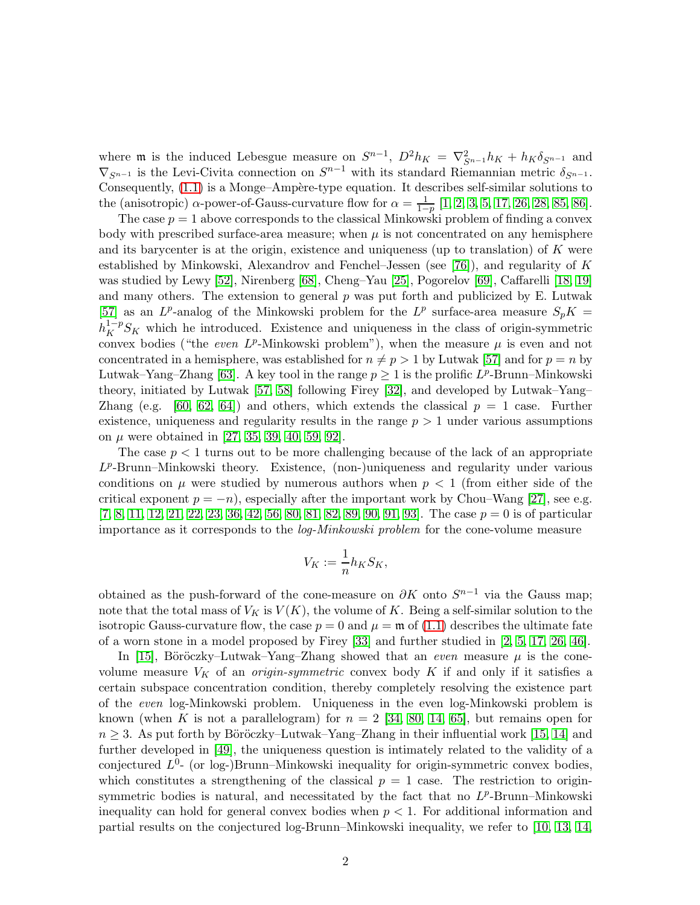where $\mathfrak{m}$ is the induced Lebesgue measure on $S^{n-1}$, $D^2 h_K = \nabla^2_{S^{n-1}} h_K + h_K \delta_{S^{n-1}}$ and $\nabla_{S^{n-1}}$ is the Levi-Civita connection on $S^{n-1}$ with its standard Riemannian metric $\delta_{S^{n-1}}$. Consequently, (1.1) is a Monge–Ampère-type equation. It describes self-similar solutions to the (anisotropic) $\alpha$-power-of-Gauss-curvature flow for $\alpha = \frac{1}{1-p}$ [1, 2, 3, 5, 17, 26, 28, 85, 86].

The case $p = 1$ above corresponds to the classical Minkowski problem of finding a convex body with prescribed surface-area measure; when $\mu$ is not concentrated on any hemisphere and its barycenter is at the origin, existence and uniqueness (up to translation) of $K$ were established by Minkowski, Alexandrov and Fenchel–Jessen (see [76]), and regularity of $K$ was studied by Lewy [52], Nirenberg [68], Cheng–Yau [25], Pogorelov [69], Caffarelli [18, 19] and many others. The extension to general $p$ was put forth and publicized by E. Lutwak [57] as an $L^p$-analog of the Minkowski problem for the $L^p$ surface-area measure $S_p K = h_K^{1-p} S_K$ which he introduced. Existence and uniqueness in the class of origin-symmetric convex bodies ("the *even* $L^p$-Minkowski problem"), when the measure $\mu$ is even and not concentrated in a hemisphere, was established for $n \neq p > 1$ by Lutwak [57] and for $p = n$ by Lutwak–Yang–Zhang [63]. A key tool in the range $p \geq 1$ is the prolific $L^p$-Brunn–Minkowski theory, initiated by Lutwak [57, 58] following Firey [32], and developed by Lutwak–Yang–Zhang (e.g. [60, 62, 64]) and others, which extends the classical $p = 1$ case. Further existence, uniqueness and regularity results in the range $p > 1$ under various assumptions on $\mu$ were obtained in [27, 35, 39, 40, 59, 92].

The case $p < 1$ turns out to be more challenging because of the lack of an appropriate $L^p$-Brunn–Minkowski theory. Existence, (non-)uniqueness and regularity under various conditions on $\mu$ were studied by numerous authors when $p < 1$ (from either side of the critical exponent $p = -n$), especially after the important work by Chou–Wang [27], see e.g. [7, 8, 11, 12, 21, 22, 23, 36, 42, 56, 80, 81, 82, 89, 90, 91, 93]. The case $p = 0$ is of particular importance as it corresponds to the *log-Minkowski problem* for the cone-volume measure

$$V_K := \frac{1}{n} h_K S_K,$$

obtained as the push-forward of the cone-measure on $\partial K$ onto $S^{n-1}$ via the Gauss map; note that the total mass of $V_K$ is $V(K)$, the volume of $K$. Being a self-similar solution to the isotropic Gauss-curvature flow, the case $p = 0$ and $\mu = \mathfrak{m}$ of (1.1) describes the ultimate fate of a worn stone in a model proposed by Firey [33] and further studied in [2, 5, 17, 26, 46].

In [15], Böröczky–Lutwak–Yang–Zhang showed that an *even* measure $\mu$ is the cone-volume measure $V_K$ of an *origin-symmetric* convex body $K$ if and only if it satisfies a certain subspace concentration condition, thereby completely resolving the existence part of the *even* log-Minkowski problem. Uniqueness in the even log-Minkowski problem is known (when $K$ is not a parallelogram) for $n = 2$ [34, 80, 14, 65], but remains open for $n \geq 3$. As put forth by Böröczky–Lutwak–Yang–Zhang in their influential work [15, 14] and further developed in [49], the uniqueness question is intimately related to the validity of a conjectured $L^0$- (or log-)Brunn–Minkowski inequality for origin-symmetric convex bodies, which constitutes a strengthening of the classical $p = 1$ case. The restriction to origin-symmetric bodies is natural, and necessitated by the fact that no $L^p$-Brunn–Minkowski inequality can hold for general convex bodies when $p < 1$. For additional information and partial results on the conjectured log-Brunn–Minkowski inequality, we refer to [10, 13, 14,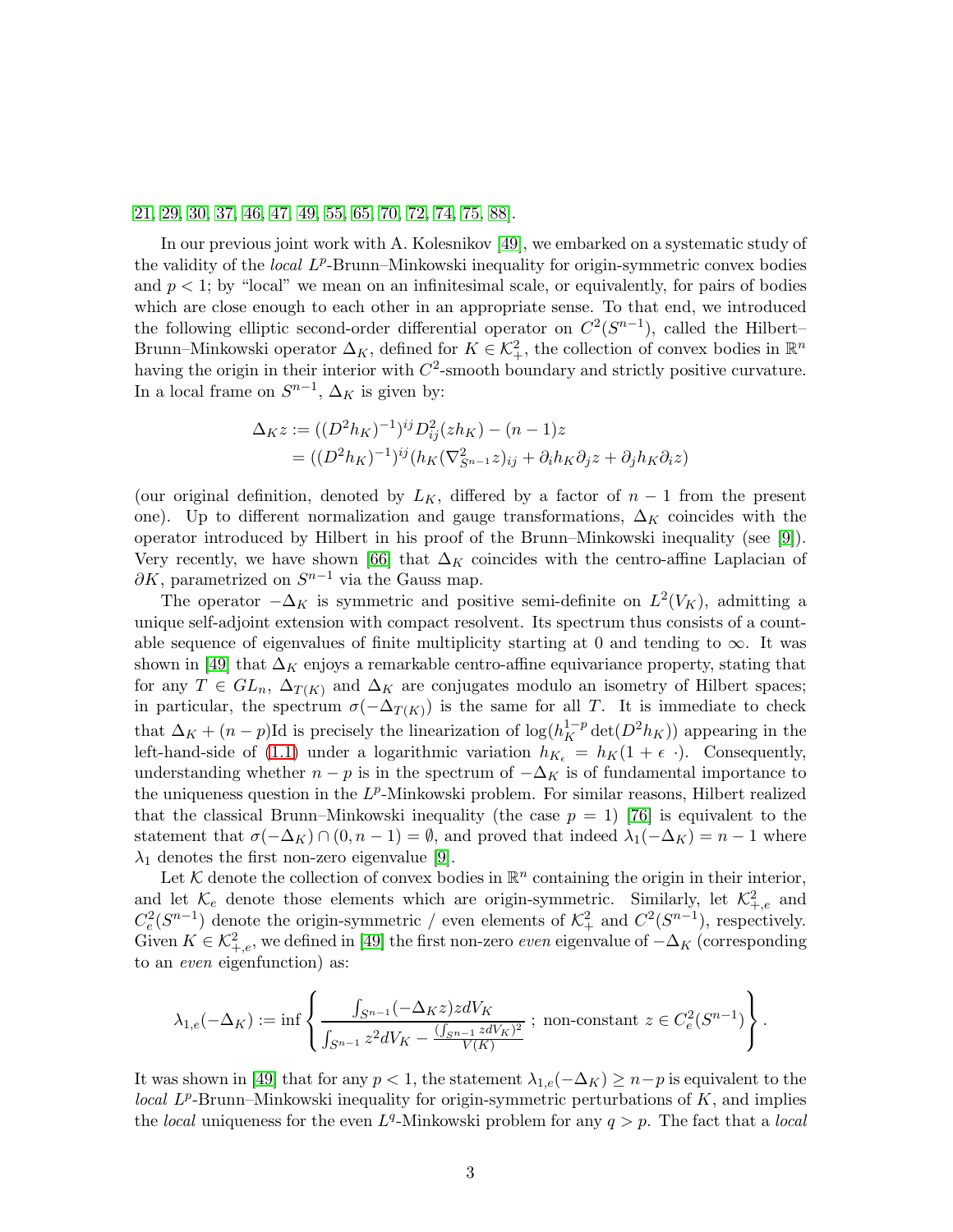[21, 29, 30, 37, 46, 47, 49, 55, 65, 70, 72, 74, 75, 88].

In our previous joint work with A. Kolesnikov [49], we embarked on a systematic study of the validity of the *local* $L^p$-Brunn–Minkowski inequality for origin-symmetric convex bodies and $p < 1$; by "local" we mean on an infinitesimal scale, or equivalently, for pairs of bodies which are close enough to each other in an appropriate sense. To that end, we introduced the following elliptic second-order differential operator on $C^2(S^{n-1})$, called the Hilbert–Brunn–Minkowski operator $\Delta_K$, defined for $K \in \mathcal{K}^2_+$, the collection of convex bodies in $\mathbb{R}^n$ having the origin in their interior with $C^2$-smooth boundary and strictly positive curvature. In a local frame on $S^{n-1}$, $\Delta_K$ is given by:

$$
\begin{aligned}
\Delta_K z &:= ((D^2 h_K)^{-1})^{ij} D^2_{ij}(z h_K) - (n-1) z \\
&= ((D^2 h_K)^{-1})^{ij} (h_K (\nabla^2_{S^{n-1}} z)_{ij} + \partial_i h_K \partial_j z + \partial_j h_K \partial_i z)
\end{aligned}
$$

(our original definition, denoted by $L_K$, differed by a factor of $n-1$ from the present one). Up to different normalization and gauge transformations, $\Delta_K$ coincides with the operator introduced by Hilbert in his proof of the Brunn–Minkowski inequality (see [9]). Very recently, we have shown [66] that $\Delta_K$ coincides with the centro-affine Laplacian of $\partial K$, parametrized on $S^{n-1}$ via the Gauss map.

The operator $-\Delta_K$ is symmetric and positive semi-definite on $L^2(V_K)$, admitting a unique self-adjoint extension with compact resolvent. Its spectrum thus consists of a countable sequence of eigenvalues of finite multiplicity starting at 0 and tending to $\infty$. It was shown in [49] that $\Delta_K$ enjoys a remarkable centro-affine equivariance property, stating that for any $T \in GL_n$, $\Delta_{T(K)}$ and $\Delta_K$ are conjugates modulo an isometry of Hilbert spaces; in particular, the spectrum $\sigma(-\Delta_{T(K)})$ is the same for all $T$. It is immediate to check that $\Delta_K + (n-p)\mathrm{Id}$ is precisely the linearization of $\log(h_K^{1-p} \det(D^2 h_K))$ appearing in the left-hand-side of (1.1) under a logarithmic variation $h_{K_\epsilon} = h_K(1 + \epsilon\ \cdot)$. Consequently, understanding whether $n-p$ is in the spectrum of $-\Delta_K$ is of fundamental importance to the uniqueness question in the $L^p$-Minkowski problem. For similar reasons, Hilbert realized that the classical Brunn–Minkowski inequality (the case $p = 1$) [76] is equivalent to the statement that $\sigma(-\Delta_K) \cap (0, n-1) = \emptyset$, and proved that indeed $\lambda_1(-\Delta_K) = n-1$ where $\lambda_1$ denotes the first non-zero eigenvalue [9].

Let $\mathcal{K}$ denote the collection of convex bodies in $\mathbb{R}^n$ containing the origin in their interior, and let $\mathcal{K}_e$ denote those elements which are origin-symmetric. Similarly, let $\mathcal{K}^2_{+,e}$ and $C^2_e(S^{n-1})$ denote the origin-symmetric / even elements of $\mathcal{K}^2_+$ and $C^2(S^{n-1})$, respectively. Given $K \in \mathcal{K}^2_{+,e}$, we defined in [49] the first non-zero *even* eigenvalue of $-\Delta_K$ (corresponding to an *even* eigenfunction) as:

$$
\lambda_{1,e}(-\Delta_K) := \inf \left\{ \frac{\int_{S^{n-1}} (-\Delta_K z) z dV_K}{\int_{S^{n-1}} z^2 dV_K - \frac{(\int_{S^{n-1}} z dV_K)^2}{V(K)}} \ ; \ \text{non-constant } z \in C^2_e(S^{n-1}) \right\}.
$$

It was shown in [49] that for any $p < 1$, the statement $\lambda_{1,e}(-\Delta_K) \geq n-p$ is equivalent to the *local* $L^p$-Brunn–Minkowski inequality for origin-symmetric perturbations of $K$, and implies the *local* uniqueness for the even $L^q$-Minkowski problem for any $q > p$. The fact that a *local*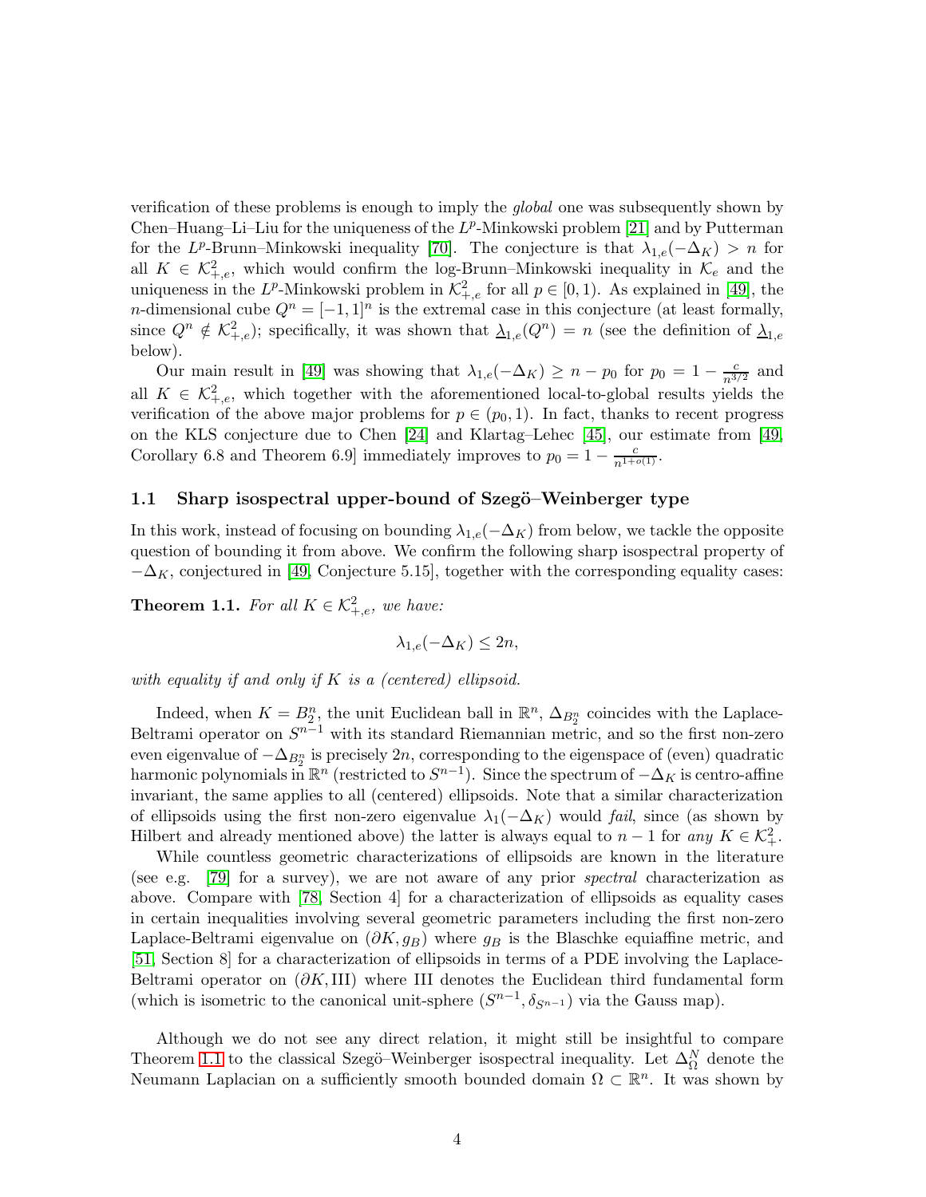verification of these problems is enough to imply the *global* one was subsequently shown by Chen–Huang–Li–Liu for the uniqueness of the $L^p$-Minkowski problem [21] and by Putterman for the $L^p$-Brunn–Minkowski inequality [70]. The conjecture is that $\lambda_{1,e}(-\Delta_K) > n$ for all $K \in \mathcal{K}^2_{+,e}$, which would confirm the log-Brunn–Minkowski inequality in $\mathcal{K}_e$ and the uniqueness in the $L^p$-Minkowski problem in $\mathcal{K}^2_{+,e}$ for all $p \in [0,1)$. As explained in [49], the $n$-dimensional cube $Q^n = [-1,1]^n$ is the extremal case in this conjecture (at least formally, since $Q^n \notin \mathcal{K}^2_{+,e}$); specifically, it was shown that $\underline{\lambda}_{1,e}(Q^n) = n$ (see the definition of $\underline{\lambda}_{1,e}$ below).

Our main result in [49] was showing that $\lambda_{1,e}(-\Delta_K) \geq n - p_0$ for $p_0 = 1 - \frac{c}{n^{3/2}}$ and all $K \in \mathcal{K}^2_{+,e}$, which together with the aforementioned local-to-global results yields the verification of the above major problems for $p \in (p_0, 1)$. In fact, thanks to recent progress on the KLS conjecture due to Chen [24] and Klartag–Lehec [45], our estimate from [49, Corollary 6.8 and Theorem 6.9] immediately improves to $p_0 = 1 - \frac{c}{n^{1+o(1)}}$.

## 1.1 Sharp isospectral upper-bound of Szegö–Weinberger type

In this work, instead of focusing on bounding $\lambda_{1,e}(-\Delta_K)$ from below, we tackle the opposite question of bounding it from above. We confirm the following sharp isospectral property of $-\Delta_K$, conjectured in [49, Conjecture 5.15], together with the corresponding equality cases:

**Theorem 1.1.** *For all $K \in \mathcal{K}^2_{+,e}$, we have:*

$$\lambda_{1,e}(-\Delta_K) \leq 2n,$$

*with equality if and only if $K$ is a (centered) ellipsoid.*

Indeed, when $K = B_2^n$, the unit Euclidean ball in $\mathbb{R}^n$, $\Delta_{B_2^n}$ coincides with the Laplace-Beltrami operator on $S^{n-1}$ with its standard Riemannian metric, and so the first non-zero even eigenvalue of $-\Delta_{B_2^n}$ is precisely $2n$, corresponding to the eigenspace of (even) quadratic harmonic polynomials in $\mathbb{R}^n$ (restricted to $S^{n-1}$). Since the spectrum of $-\Delta_K$ is centro-affine invariant, the same applies to all (centered) ellipsoids. Note that a similar characterization of ellipsoids using the first non-zero eigenvalue $\lambda_1(-\Delta_K)$ would *fail*, since (as shown by Hilbert and already mentioned above) the latter is always equal to $n-1$ for *any* $K \in \mathcal{K}^2_+$.

While countless geometric characterizations of ellipsoids are known in the literature (see e.g. [79] for a survey), we are not aware of any prior *spectral* characterization as above. Compare with [78, Section 4] for a characterization of ellipsoids as equality cases in certain inequalities involving several geometric parameters including the first non-zero Laplace-Beltrami eigenvalue on $(\partial K, g_B)$ where $g_B$ is the Blaschke equiaffine metric, and [51, Section 8] for a characterization of ellipsoids in terms of a PDE involving the Laplace-Beltrami operator on $(\partial K, \mathrm{III})$ where III denotes the Euclidean third fundamental form (which is isometric to the canonical unit-sphere $(S^{n-1}, \delta_{S^{n-1}})$ via the Gauss map).

Although we do not see any direct relation, it might still be insightful to compare Theorem 1.1 to the classical Szegö–Weinberger isospectral inequality. Let $\Delta_\Omega^N$ denote the Neumann Laplacian on a sufficiently smooth bounded domain $\Omega \subset \mathbb{R}^n$. It was shown by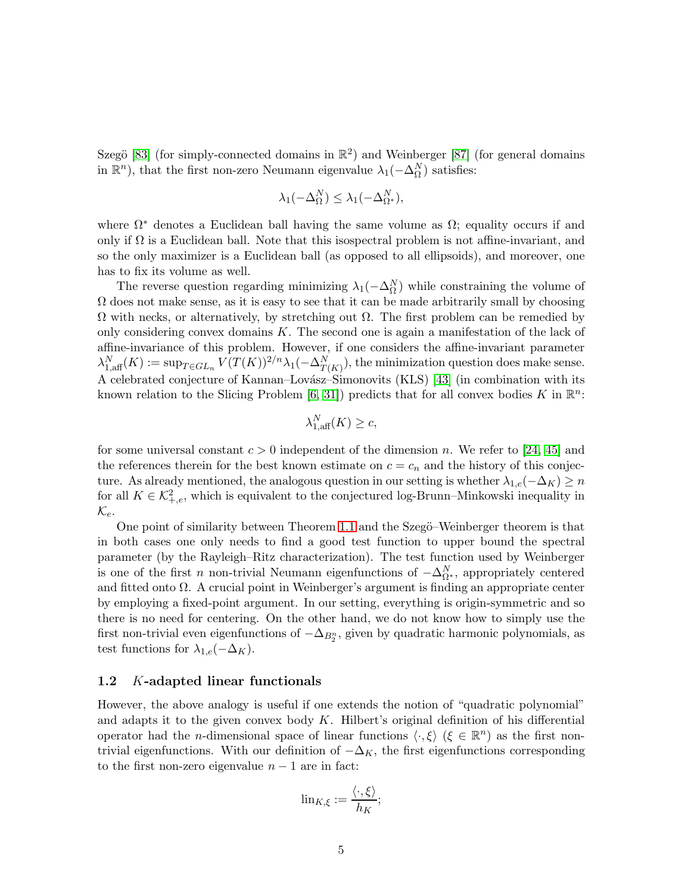Szegö [83] (for simply-connected domains in $\mathbb{R}^2$) and Weinberger [87] (for general domains in $\mathbb{R}^n$), that the first non-zero Neumann eigenvalue $\lambda_1(-\Delta_\Omega^N)$ satisfies:

$$\lambda_1(-\Delta_\Omega^N) \le \lambda_1(-\Delta_{\Omega^*}^N),$$

where $\Omega^*$ denotes a Euclidean ball having the same volume as $\Omega$; equality occurs if and only if $\Omega$ is a Euclidean ball. Note that this isospectral problem is not affine-invariant, and so the only maximizer is a Euclidean ball (as opposed to all ellipsoids), and moreover, one has to fix its volume as well.

The reverse question regarding minimizing $\lambda_1(-\Delta_\Omega^N)$ while constraining the volume of $\Omega$ does not make sense, as it is easy to see that it can be made arbitrarily small by choosing $\Omega$ with necks, or alternatively, by stretching out $\Omega$. The first problem can be remedied by only considering convex domains $K$. The second one is again a manifestation of the lack of affine-invariance of this problem. However, if one considers the affine-invariant parameter $\lambda_{1,\text{aff}}^N(K) := \sup_{T \in GL_n} V(T(K))^{2/n} \lambda_1(-\Delta_{T(K)}^N)$, the minimization question does make sense. A celebrated conjecture of Kannan–Lovász–Simonovits (KLS) [43] (in combination with its known relation to the Slicing Problem [6, 31]) predicts that for all convex bodies $K$ in $\mathbb{R}^n$:

$$\lambda_{1,\text{aff}}^N(K) \ge c,$$

for some universal constant $c > 0$ independent of the dimension $n$. We refer to [24, 45] and the references therein for the best known estimate on $c = c_n$ and the history of this conjecture. As already mentioned, the analogous question in our setting is whether $\lambda_{1,e}(-\Delta_K) \ge n$ for all $K \in \mathcal{K}^2_{+,e}$, which is equivalent to the conjectured log-Brunn–Minkowski inequality in $\mathcal{K}_e$.

One point of similarity between Theorem 1.1 and the Szegö–Weinberger theorem is that in both cases one only needs to find a good test function to upper bound the spectral parameter (by the Rayleigh–Ritz characterization). The test function used by Weinberger is one of the first $n$ non-trivial Neumann eigenfunctions of $-\Delta_{\Omega^*}^N$, appropriately centered and fitted onto $\Omega$. A crucial point in Weinberger's argument is finding an appropriate center by employing a fixed-point argument. In our setting, everything is origin-symmetric and so there is no need for centering. On the other hand, we do not know how to simply use the first non-trivial even eigenfunctions of $-\Delta_{B_2^n}$, given by quadratic harmonic polynomials, as test functions for $\lambda_{1,e}(-\Delta_K)$.

### 1.2 $K$-adapted linear functionals

However, the above analogy is useful if one extends the notion of "quadratic polynomial" and adapts it to the given convex body $K$. Hilbert's original definition of his differential operator had the $n$-dimensional space of linear functions $\langle \cdot, \xi \rangle$ ($\xi \in \mathbb{R}^n$) as the first non-trivial eigenfunctions. With our definition of $-\Delta_K$, the first eigenfunctions corresponding to the first non-zero eigenvalue $n-1$ are in fact:

$$\text{lin}_{K,\xi} := \frac{\langle \cdot, \xi \rangle}{h_K};$$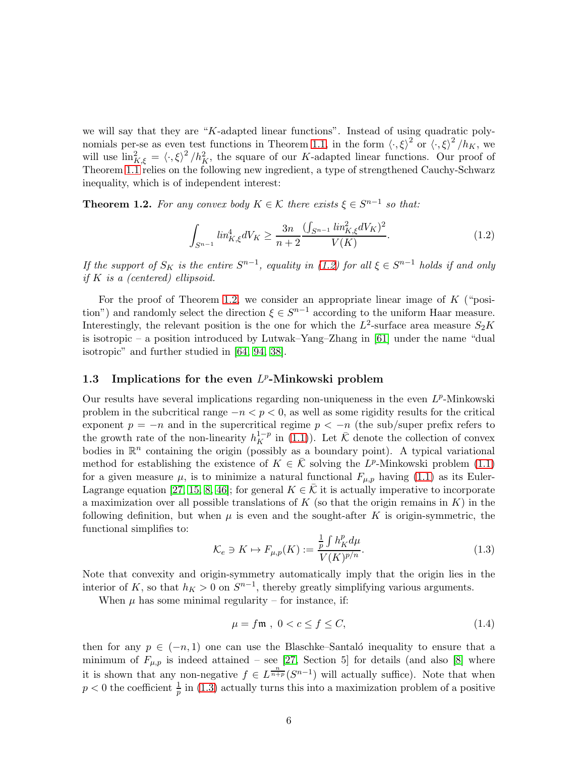we will say that they are "$K$-adapted linear functions". Instead of using quadratic polynomials per-se as even test functions in Theorem 1.1, in the form $\langle \cdot, \xi \rangle^2$ or $\langle \cdot, \xi \rangle^2 / h_K$, we will use $\text{lin}_{K,\xi}^2 = \langle \cdot, \xi \rangle^2 / h_K^2$, the square of our $K$-adapted linear functions. Our proof of Theorem 1.1 relies on the following new ingredient, a type of strengthened Cauchy-Schwarz inequality, which is of independent interest:

**Theorem 1.2.** *For any convex body $K \in \mathcal{K}$ there exists $\xi \in S^{n-1}$ so that:*

$$\int_{S^{n-1}} \text{lin}_{K,\xi}^4 dV_K \geq \frac{3n}{n+2} \frac{(\int_{S^{n-1}} \text{lin}_{K,\xi}^2 dV_K)^2}{V(K)}. \tag{1.2}$$

*If the support of $S_K$ is the entire $S^{n-1}$, equality in (1.2) for all $\xi \in S^{n-1}$ holds if and only if $K$ is a (centered) ellipsoid.*

For the proof of Theorem 1.2, we consider an appropriate linear image of $K$ ("position") and randomly select the direction $\xi \in S^{n-1}$ according to the uniform Haar measure. Interestingly, the relevant position is the one for which the $L^2$-surface area measure $S_2 K$ is isotropic – a position introduced by Lutwak–Yang–Zhang in [61] under the name "dual isotropic" and further studied in [64, 94, 38].

### 1.3 Implications for the even $L^p$-Minkowski problem

Our results have several implications regarding non-uniqueness in the even $L^p$-Minkowski problem in the subcritical range $-n < p < 0$, as well as some rigidity results for the critical exponent $p = -n$ and in the supercritical regime $p < -n$ (the sub/super prefix refers to the growth rate of the non-linearity $h_K^{1-p}$ in (1.1)). Let $\bar{\mathcal{K}}$ denote the collection of convex bodies in $\mathbb{R}^n$ containing the origin (possibly as a boundary point). A typical variational method for establishing the existence of $K \in \bar{\mathcal{K}}$ solving the $L^p$-Minkowski problem (1.1) for a given measure $\mu$, is to minimize a natural functional $F_{\mu,p}$ having (1.1) as its Euler-Lagrange equation [27, 15, 8, 46]; for general $K \in \bar{\mathcal{K}}$ it is actually imperative to incorporate a maximization over all possible translations of $K$ (so that the origin remains in $K$) in the following definition, but when $\mu$ is even and the sought-after $K$ is origin-symmetric, the functional simplifies to:

$$\mathcal{K}_e \ni K \mapsto F_{\mu,p}(K) := \frac{\frac{1}{p} \int h_K^p d\mu}{V(K)^{p/n}}. \tag{1.3}$$

Note that convexity and origin-symmetry automatically imply that the origin lies in the interior of $K$, so that $h_K > 0$ on $S^{n-1}$, thereby greatly simplifying various arguments.

When $\mu$ has some minimal regularity – for instance, if:

$$\mu = f \mathfrak{m} \;,\; 0 < c \leq f \leq C, \tag{1.4}$$

then for any $p \in (-n, 1)$ one can use the Blaschke–Santaló inequality to ensure that a minimum of $F_{\mu,p}$ is indeed attained – see [27, Section 5] for details (and also [8] where it is shown that any non-negative $f \in L^{\frac{n}{n+p}}(S^{n-1})$ will actually suffice). Note that when $p < 0$ the coefficient $\frac{1}{p}$ in (1.3) actually turns this into a maximization problem of a positive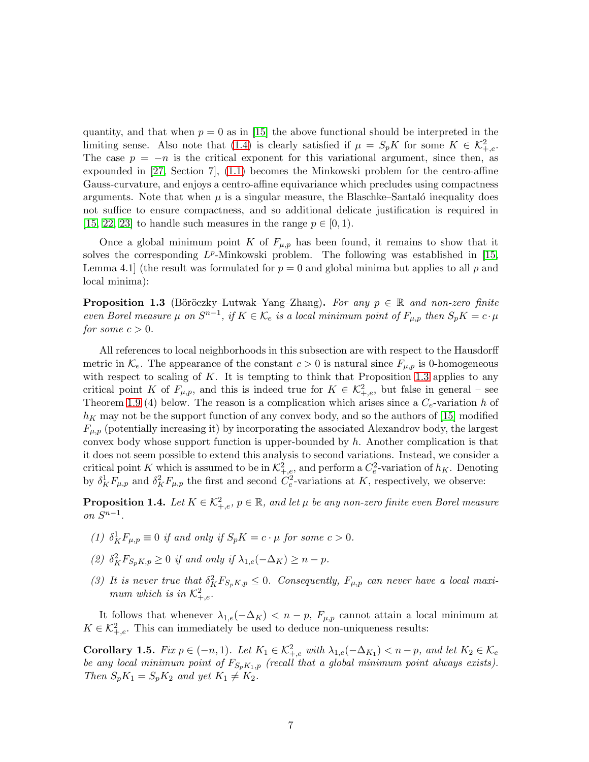quantity, and that when $p = 0$ as in [15] the above functional should be interpreted in the limiting sense. Also note that (1.4) is clearly satisfied if $\mu = S_p K$ for some $K \in \mathcal{K}^2_{+,e}$. The case $p = -n$ is the critical exponent for this variational argument, since then, as expounded in [27, Section 7], (1.1) becomes the Minkowski problem for the centro-affine Gauss-curvature, and enjoys a centro-affine equivariance which precludes using compactness arguments. Note that when $\mu$ is a singular measure, the Blaschke–Santaló inequality does not suffice to ensure compactness, and so additional delicate justification is required in [15, 22, 23] to handle such measures in the range $p \in [0, 1)$.

Once a global minimum point $K$ of $F_{\mu,p}$ has been found, it remains to show that it solves the corresponding $L^p$-Minkowski problem. The following was established in [15, Lemma 4.1] (the result was formulated for $p = 0$ and global minima but applies to all $p$ and local minima):

**Proposition 1.3** (Böröczky–Lutwak–Yang–Zhang)**.** *For any $p \in \mathbb{R}$ and non-zero finite even Borel measure $\mu$ on $S^{n-1}$, if $K \in \mathcal{K}_e$ is a local minimum point of $F_{\mu,p}$ then $S_p K = c \cdot \mu$ for some $c > 0$.*

All references to local neighborhoods in this subsection are with respect to the Hausdorff metric in $\mathcal{K}_e$. The appearance of the constant $c > 0$ is natural since $F_{\mu,p}$ is 0-homogeneous with respect to scaling of $K$. It is tempting to think that Proposition 1.3 applies to any critical point $K$ of $F_{\mu,p}$, and this is indeed true for $K \in \mathcal{K}^2_{+,e}$, but false in general – see Theorem 1.9 (4) below. The reason is a complication which arises since a $C_e$-variation $h$ of $h_K$ may not be the support function of any convex body, and so the authors of [15] modified $F_{\mu,p}$ (potentially increasing it) by incorporating the associated Alexandrov body, the largest convex body whose support function is upper-bounded by $h$. Another complication is that it does not seem possible to extend this analysis to second variations. Instead, we consider a critical point $K$ which is assumed to be in $\mathcal{K}^2_{+,e}$, and perform a $C^2_e$-variation of $h_K$. Denoting by $\delta^1_K F_{\mu,p}$ and $\delta^2_K F_{\mu,p}$ the first and second $C^2_e$-variations at $K$, respectively, we observe:

**Proposition 1.4.** *Let $K \in \mathcal{K}^2_{+,e}$, $p \in \mathbb{R}$, and let $\mu$ be any non-zero finite even Borel measure on $S^{n-1}$.*

*(1) $\delta^1_K F_{\mu,p} \equiv 0$ if and only if $S_p K = c \cdot \mu$ for some $c > 0$.*

*(2) $\delta^2_K F_{S_p K,p} \geq 0$ if and only if $\lambda_{1,e}(-\Delta_K) \geq n - p$.*

*(3) It is never true that $\delta^2_K F_{S_p K,p} \leq 0$. Consequently, $F_{\mu,p}$ can never have a local maximum which is in $\mathcal{K}^2_{+,e}$.*

It follows that whenever $\lambda_{1,e}(-\Delta_K) < n - p$, $F_{\mu,p}$ cannot attain a local minimum at $K \in \mathcal{K}^2_{+,e}$. This can immediately be used to deduce non-uniqueness results:

**Corollary 1.5.** *Fix $p \in (-n, 1)$. Let $K_1 \in \mathcal{K}^2_{+,e}$ with $\lambda_{1,e}(-\Delta_{K_1}) < n - p$, and let $K_2 \in \mathcal{K}_e$ be any local minimum point of $F_{S_p K_1,p}$ (recall that a global minimum point always exists). Then $S_p K_1 = S_p K_2$ and yet $K_1 \neq K_2$.*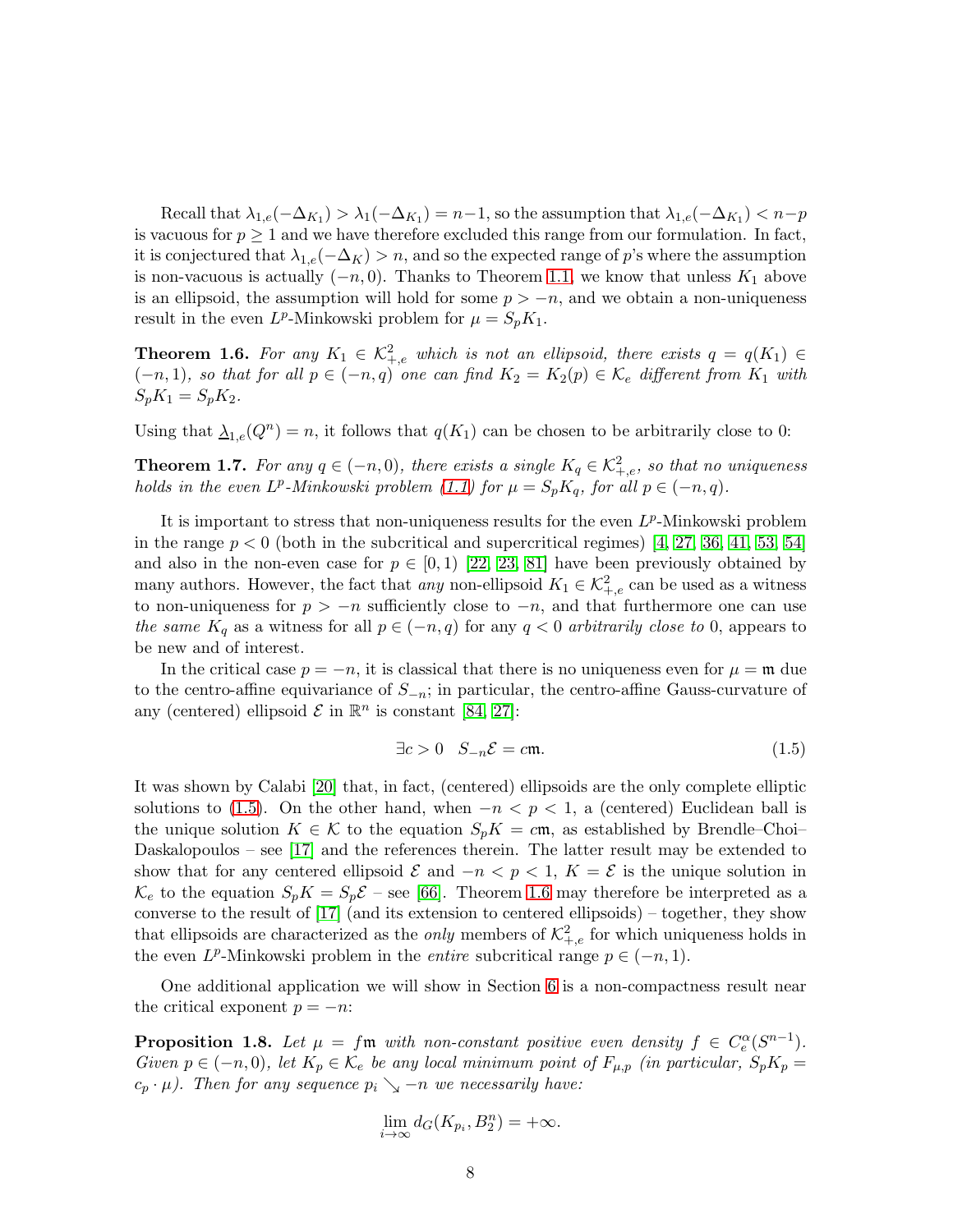Recall that $\lambda_{1,e}(-\Delta_{K_1}) > \lambda_1(-\Delta_{K_1}) = n-1$, so the assumption that $\lambda_{1,e}(-\Delta_{K_1}) < n-p$ is vacuous for $p \geq 1$ and we have therefore excluded this range from our formulation. In fact, it is conjectured that $\lambda_{1,e}(-\Delta_K) > n$, and so the expected range of $p$'s where the assumption is non-vacuous is actually $(-n, 0)$. Thanks to Theorem 1.1, we know that unless $K_1$ above is an ellipsoid, the assumption will hold for some $p > -n$, and we obtain a non-uniqueness result in the even $L^p$-Minkowski problem for $\mu = S_p K_1$.

**Theorem 1.6.** *For any $K_1 \in \mathcal{K}^2_{+,e}$ which is not an ellipsoid, there exists $q = q(K_1) \in (-n, 1)$, so that for all $p \in (-n, q)$ one can find $K_2 = K_2(p) \in \mathcal{K}_e$ different from $K_1$ with $S_p K_1 = S_p K_2$.*

Using that $\underline{\lambda}_{1,e}(Q^n) = n$, it follows that $q(K_1)$ can be chosen to be arbitrarily close to 0:

**Theorem 1.7.** *For any $q \in (-n, 0)$, there exists a single $K_q \in \mathcal{K}^2_{+,e}$, so that no uniqueness holds in the even $L^p$-Minkowski problem (1.1) for $\mu = S_p K_q$, for all $p \in (-n, q)$.*

It is important to stress that non-uniqueness results for the even $L^p$-Minkowski problem in the range $p < 0$ (both in the subcritical and supercritical regimes) [4, 27, 36, 41, 53, 54] and also in the non-even case for $p \in [0, 1)$ [22, 23, 81] have been previously obtained by many authors. However, the fact that *any* non-ellipsoid $K_1 \in \mathcal{K}^2_{+,e}$ can be used as a witness to non-uniqueness for $p > -n$ sufficiently close to $-n$, and that furthermore one can use *the same* $K_q$ as a witness for all $p \in (-n, q)$ for any $q < 0$ *arbitrarily close to* 0, appears to be new and of interest.

In the critical case $p = -n$, it is classical that there is no uniqueness even for $\mu = \mathfrak{m}$ due to the centro-affine equivariance of $S_{-n}$; in particular, the centro-affine Gauss-curvature of any (centered) ellipsoid $\mathcal{E}$ in $\mathbb{R}^n$ is constant [84, 27]:

$$\exists c > 0 \quad S_{-n}\mathcal{E} = c\mathfrak{m}. \tag{1.5}$$

It was shown by Calabi [20] that, in fact, (centered) ellipsoids are the only complete elliptic solutions to (1.5). On the other hand, when $-n < p < 1$, a (centered) Euclidean ball is the unique solution $K \in \mathcal{K}$ to the equation $S_p K = c\mathfrak{m}$, as established by Brendle–Choi–Daskalopoulos – see [17] and the references therein. The latter result may be extended to show that for any centered ellipsoid $\mathcal{E}$ and $-n < p < 1$, $K = \mathcal{E}$ is the unique solution in $\mathcal{K}_e$ to the equation $S_p K = S_p \mathcal{E}$ – see [66]. Theorem 1.6 may therefore be interpreted as a converse to the result of [17] (and its extension to centered ellipsoids) – together, they show that ellipsoids are characterized as the *only* members of $\mathcal{K}^2_{+,e}$ for which uniqueness holds in the even $L^p$-Minkowski problem in the *entire* subcritical range $p \in (-n, 1)$.

One additional application we will show in Section 6 is a non-compactness result near the critical exponent $p = -n$:

**Proposition 1.8.** *Let $\mu = f\mathfrak{m}$ with non-constant positive even density $f \in C^\alpha_e(S^{n-1})$. Given $p \in (-n, 0)$, let $K_p \in \mathcal{K}_e$ be any local minimum point of $F_{\mu,p}$ (in particular, $S_p K_p = c_p \cdot \mu$). Then for any sequence $p_i \searrow -n$ we necessarily have:*

$$\lim_{i\to\infty} d_G(K_{p_i}, B_2^n) = +\infty.$$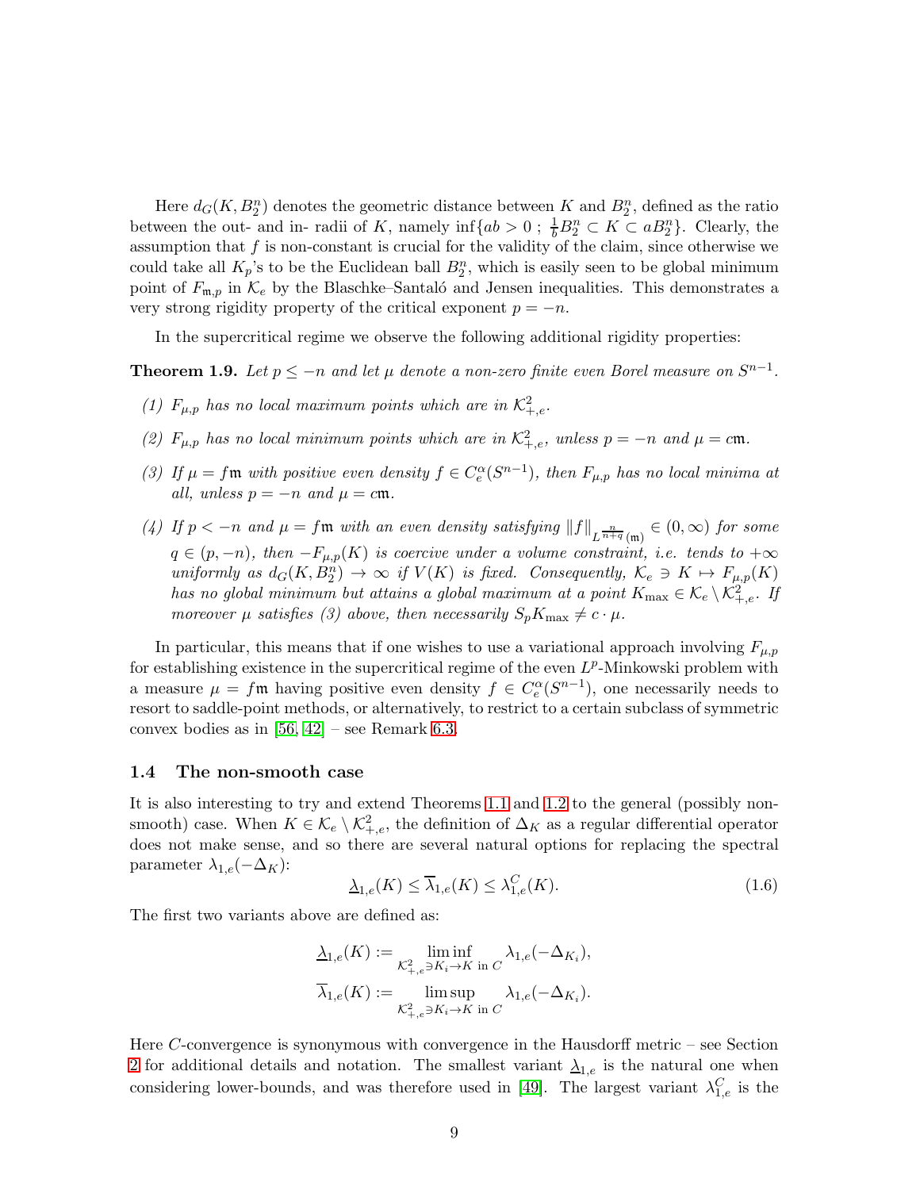Here $d_G(K, B_2^n)$ denotes the geometric distance between $K$ and $B_2^n$, defined as the ratio between the out- and in- radii of $K$, namely $\inf\{ab > 0 \; ; \; \frac{1}{b} B_2^n \subset K \subset a B_2^n\}$. Clearly, the assumption that $f$ is non-constant is crucial for the validity of the claim, since otherwise we could take all $K_p$'s to be the Euclidean ball $B_2^n$, which is easily seen to be global minimum point of $F_{\mathfrak{m},p}$ in $\mathcal{K}_e$ by the Blaschke–Santaló and Jensen inequalities. This demonstrates a very strong rigidity property of the critical exponent $p = -n$.

In the supercritical regime we observe the following additional rigidity properties:

**Theorem 1.9.** *Let $p \leq -n$ and let $\mu$ denote a non-zero finite even Borel measure on $S^{n-1}$.*

*(1) $F_{\mu,p}$ has no local maximum points which are in $\mathcal{K}^2_{+,e}$.*

*(2) $F_{\mu,p}$ has no local minimum points which are in $\mathcal{K}^2_{+,e}$, unless $p = -n$ and $\mu = c\mathfrak{m}$.*

*(3) If $\mu = f\mathfrak{m}$ with positive even density $f \in C^\alpha_e(S^{n-1})$, then $F_{\mu,p}$ has no local minima at all, unless $p = -n$ and $\mu = c\mathfrak{m}$.*

*(4) If $p < -n$ and $\mu = f\mathfrak{m}$ with an even density satisfying $\|f\|_{L^{\frac{n}{n+q}}(\mathfrak{m})} \in (0, \infty)$ for some $q \in (p, -n)$, then $-F_{\mu,p}(K)$ is coercive under a volume constraint, i.e. tends to $+\infty$ uniformly as $d_G(K, B_2^n) \to \infty$ if $V(K)$ is fixed. Consequently, $\mathcal{K}_e \ni K \mapsto F_{\mu,p}(K)$ has no global minimum but attains a global maximum at a point $K_{\max} \in \mathcal{K}_e \setminus \mathcal{K}^2_{+,e}$. If moreover $\mu$ satisfies (3) above, then necessarily $S_p K_{\max} \neq c \cdot \mu$.*

In particular, this means that if one wishes to use a variational approach involving $F_{\mu,p}$ for establishing existence in the supercritical regime of the even $L^p$-Minkowski problem with a measure $\mu = f\mathfrak{m}$ having positive even density $f \in C^\alpha_e(S^{n-1})$, one necessarily needs to resort to saddle-point methods, or alternatively, to restrict to a certain subclass of symmetric convex bodies as in [56, 42] – see Remark 6.3.

### 1.4 The non-smooth case

It is also interesting to try and extend Theorems 1.1 and 1.2 to the general (possibly non-smooth) case. When $K \in \mathcal{K}_e \setminus \mathcal{K}^2_{+,e}$, the definition of $\Delta_K$ as a regular differential operator does not make sense, and so there are several natural options for replacing the spectral parameter $\lambda_{1,e}(-\Delta_K)$:

$$\underline{\lambda}_{1,e}(K) \leq \overline{\lambda}_{1,e}(K) \leq \lambda^C_{1,e}(K). \tag{1.6}$$

The first two variants above are defined as:

$$\underline{\lambda}_{1,e}(K) := \liminf_{\mathcal{K}^2_{+,e} \ni K_i \to K \text{ in } C} \lambda_{1,e}(-\Delta_{K_i}),$$

$$\overline{\lambda}_{1,e}(K) := \limsup_{\mathcal{K}^2_{+,e} \ni K_i \to K \text{ in } C} \lambda_{1,e}(-\Delta_{K_i}).$$

Here $C$-convergence is synonymous with convergence in the Hausdorff metric – see Section 2 for additional details and notation. The smallest variant $\underline{\lambda}_{1,e}$ is the natural one when considering lower-bounds, and was therefore used in [49]. The largest variant $\lambda^C_{1,e}$ is the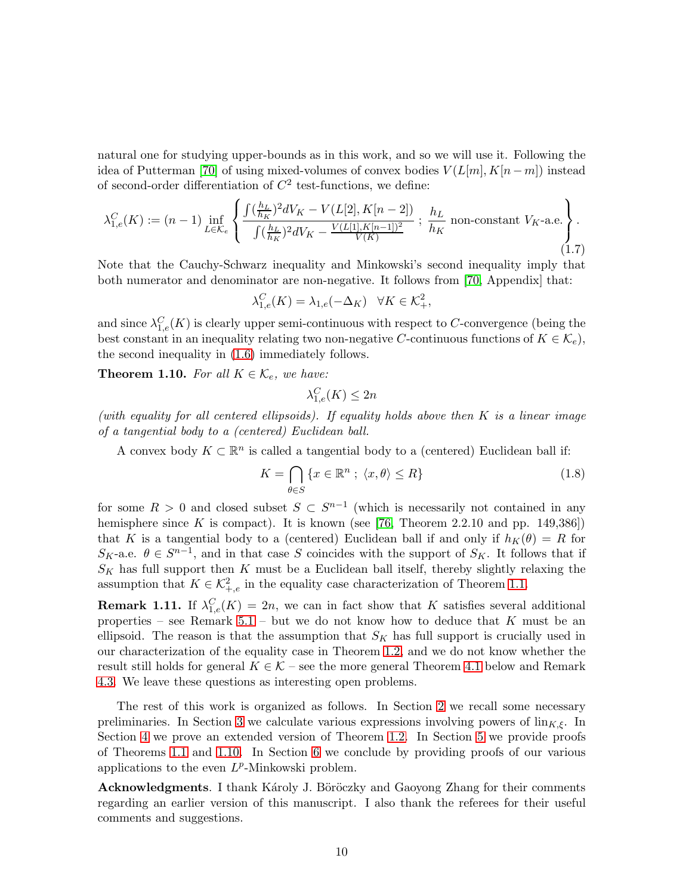natural one for studying upper-bounds as in this work, and so we will use it. Following the idea of Putterman [70] of using mixed-volumes of convex bodies $V(L[m], K[n-m])$ instead of second-order differentiation of $C^2$ test-functions, we define:

$$
\lambda^C_{1,e}(K) := (n-1) \inf_{L \in \mathcal{K}_e} \left\{ \frac{\int (\frac{h_L}{h_K})^2 dV_K - V(L[2], K[n-2])}{\int (\frac{h_L}{h_K})^2 dV_K - \frac{V(L[1],K[n-1])^2}{V(K)}} \; ; \; \frac{h_L}{h_K} \text{ non-constant } V_K\text{-a.e.} \right\}. \tag{1.7}
$$

Note that the Cauchy-Schwarz inequality and Minkowski's second inequality imply that both numerator and denominator are non-negative. It follows from [70, Appendix] that:

$$
\lambda^C_{1,e}(K) = \lambda_{1,e}(-\Delta_K) \quad \forall K \in \mathcal{K}^2_+,
$$

and since $\lambda^C_{1,e}(K)$ is clearly upper semi-continuous with respect to $C$-convergence (being the best constant in an inequality relating two non-negative $C$-continuous functions of $K \in \mathcal{K}_e$), the second inequality in (1.6) immediately follows.

**Theorem 1.10.** *For all $K \in \mathcal{K}_e$, we have:*

$$
\lambda^C_{1,e}(K) \le 2n
$$

*(with equality for all centered ellipsoids). If equality holds above then $K$ is a linear image of a tangential body to a (centered) Euclidean ball.*

A convex body $K \subset \mathbb{R}^n$ is called a tangential body to a (centered) Euclidean ball if:

$$
K = \bigcap_{\theta \in S} \{x \in \mathbb{R}^n \; ; \; \langle x, \theta \rangle \le R\} \tag{1.8}
$$

for some $R > 0$ and closed subset $S \subset S^{n-1}$ (which is necessarily not contained in any hemisphere since $K$ is compact). It is known (see [76, Theorem 2.2.10 and pp. 149,386]) that $K$ is a tangential body to a (centered) Euclidean ball if and only if $h_K(\theta) = R$ for $S_K$-a.e. $\theta \in S^{n-1}$, and in that case $S$ coincides with the support of $S_K$. It follows that if $S_K$ has full support then $K$ must be a Euclidean ball itself, thereby slightly relaxing the assumption that $K \in \mathcal{K}^2_{+,e}$ in the equality case characterization of Theorem 1.1.

**Remark 1.11.** If $\lambda^C_{1,e}(K) = 2n$, we can in fact show that $K$ satisfies several additional properties – see Remark 5.1 – but we do not know how to deduce that $K$ must be an ellipsoid. The reason is that the assumption that $S_K$ has full support is crucially used in our characterization of the equality case in Theorem 1.2, and we do not know whether the result still holds for general $K \in \mathcal{K}$ – see the more general Theorem 4.1 below and Remark 4.3. We leave these questions as interesting open problems.

The rest of this work is organized as follows. In Section 2 we recall some necessary preliminaries. In Section 3 we calculate various expressions involving powers of $\text{lin}_{K,\xi}$. In Section 4 we prove an extended version of Theorem 1.2. In Section 5 we provide proofs of Theorems 1.1 and 1.10. In Section 6 we conclude by providing proofs of our various applications to the even $L^p$-Minkowski problem.

**Acknowledgments**. I thank Károly J. Böröczky and Gaoyong Zhang for their comments regarding an earlier version of this manuscript. I also thank the referees for their useful comments and suggestions.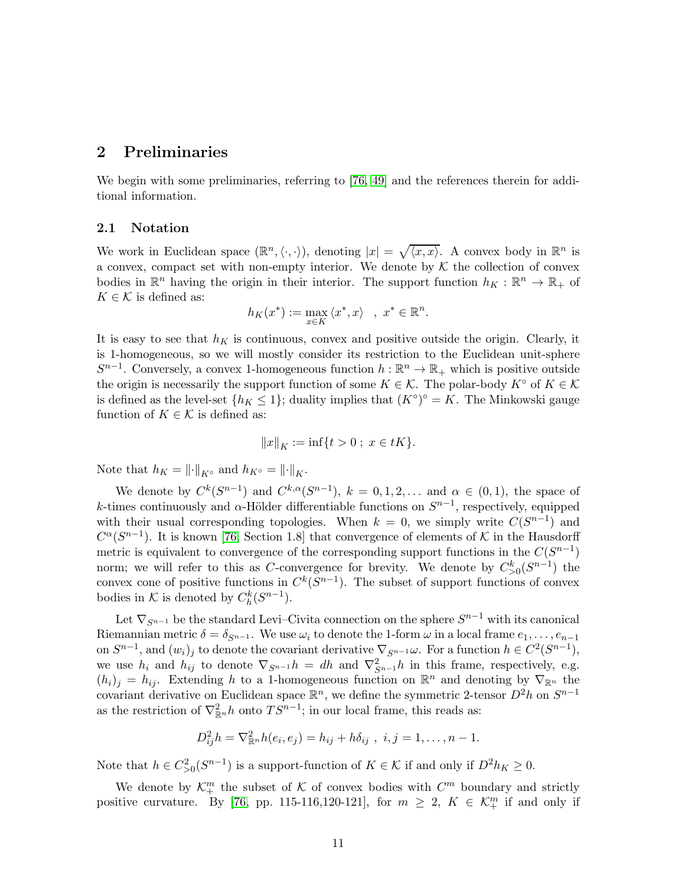## 2 Preliminaries

We begin with some preliminaries, referring to [76, 49] and the references therein for additional information.

### 2.1 Notation

We work in Euclidean space $(\mathbb{R}^n, \langle \cdot, \cdot \rangle)$, denoting $|x| = \sqrt{\langle x, x \rangle}$. A convex body in $\mathbb{R}^n$ is a convex, compact set with non-empty interior. We denote by $\mathcal{K}$ the collection of convex bodies in $\mathbb{R}^n$ having the origin in their interior. The support function $h_K : \mathbb{R}^n \to \mathbb{R}_+$ of $K \in \mathcal{K}$ is defined as:

$$h_K(x^*) := \max_{x \in K} \langle x^*, x \rangle \quad , \; x^* \in \mathbb{R}^n.$$

It is easy to see that $h_K$ is continuous, convex and positive outside the origin. Clearly, it is 1-homogeneous, so we will mostly consider its restriction to the Euclidean unit-sphere $S^{n-1}$. Conversely, a convex 1-homogeneous function $h : \mathbb{R}^n \to \mathbb{R}_+$ which is positive outside the origin is necessarily the support function of some $K \in \mathcal{K}$. The polar-body $K^\circ$ of $K \in \mathcal{K}$ is defined as the level-set $\{h_K \leq 1\}$; duality implies that $(K^\circ)^\circ = K$. The Minkowski gauge function of $K \in \mathcal{K}$ is defined as:

$$\|x\|_K := \inf\{t > 0 \; ; \; x \in tK\}.$$

Note that $h_K = \|\cdot\|_{K^\circ}$ and $h_{K^\circ} = \|\cdot\|_K$.

We denote by $C^k(S^{n-1})$ and $C^{k,\alpha}(S^{n-1})$, $k = 0, 1, 2, \ldots$ and $\alpha \in (0, 1)$, the space of $k$-times continuously and $\alpha$-Hölder differentiable functions on $S^{n-1}$, respectively, equipped with their usual corresponding topologies. When $k = 0$, we simply write $C(S^{n-1})$ and $C^\alpha(S^{n-1})$. It is known [76, Section 1.8] that convergence of elements of $\mathcal{K}$ in the Hausdorff metric is equivalent to convergence of the corresponding support functions in the $C(S^{n-1})$ norm; we will refer to this as $C$-convergence for brevity. We denote by $C^k_{>0}(S^{n-1})$ the convex cone of positive functions in $C^k(S^{n-1})$. The subset of support functions of convex bodies in $\mathcal{K}$ is denoted by $C^k_h(S^{n-1})$.

Let $\nabla_{S^{n-1}}$ be the standard Levi–Civita connection on the sphere $S^{n-1}$ with its canonical Riemannian metric $\delta = \delta_{S^{n-1}}$. We use $\omega_i$ to denote the 1-form $\omega$ in a local frame $e_1, \ldots, e_{n-1}$ on $S^{n-1}$, and $(w_i)_j$ to denote the covariant derivative $\nabla_{S^{n-1}} \omega$. For a function $h \in C^2(S^{n-1})$, we use $h_i$ and $h_{ij}$ to denote $\nabla_{S^{n-1}} h = dh$ and $\nabla^2_{S^{n-1}} h$ in this frame, respectively, e.g. $(h_i)_j = h_{ij}$. Extending $h$ to a 1-homogeneous function on $\mathbb{R}^n$ and denoting by $\nabla_{\mathbb{R}^n}$ the covariant derivative on Euclidean space $\mathbb{R}^n$, we define the symmetric 2-tensor $D^2 h$ on $S^{n-1}$ as the restriction of $\nabla^2_{\mathbb{R}^n} h$ onto $TS^{n-1}$; in our local frame, this reads as:

$$D^2_{ij} h = \nabla^2_{\mathbb{R}^n} h(e_i, e_j) = h_{ij} + h\delta_{ij} \; , \; i, j = 1, \ldots, n-1.$$

Note that $h \in C^2_{>0}(S^{n-1})$ is a support-function of $K \in \mathcal{K}$ if and only if $D^2 h_K \geq 0$.

We denote by $\mathcal{K}^m_+$ the subset of $\mathcal{K}$ of convex bodies with $C^m$ boundary and strictly positive curvature. By [76, pp. 115-116,120-121], for $m \geq 2$, $K \in \mathcal{K}^m_+$ if and only if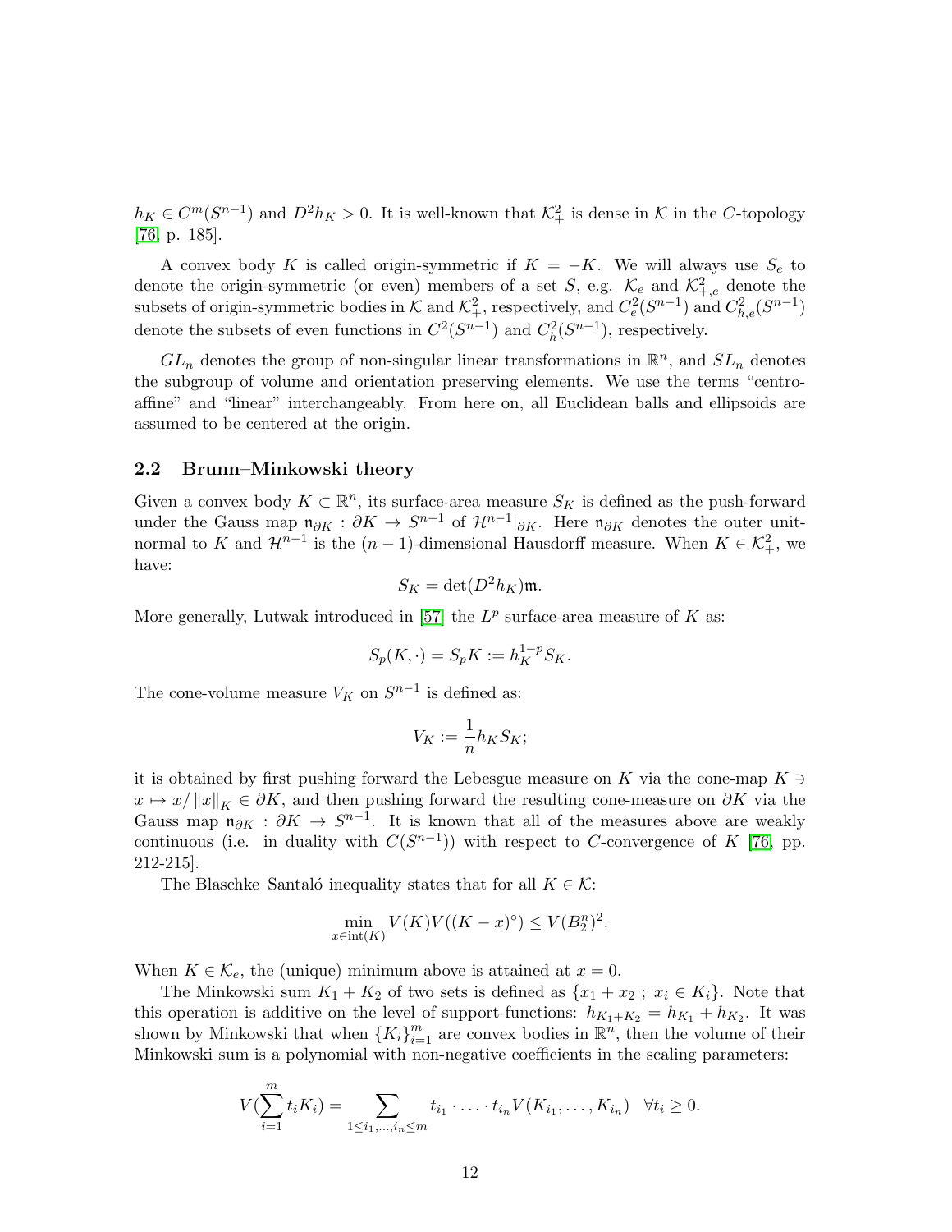$h_K \in C^m(S^{n-1})$ and $D^2 h_K > 0$. It is well-known that $\mathcal{K}^2_+$ is dense in $\mathcal{K}$ in the $C$-topology [76, p. 185].

A convex body $K$ is called origin-symmetric if $K = -K$. We will always use $S_e$ to denote the origin-symmetric (or even) members of a set $S$, e.g. $\mathcal{K}_e$ and $\mathcal{K}^2_{+,e}$ denote the subsets of origin-symmetric bodies in $\mathcal{K}$ and $\mathcal{K}^2_+$, respectively, and $C^2_e(S^{n-1})$ and $C^2_{h,e}(S^{n-1})$ denote the subsets of even functions in $C^2(S^{n-1})$ and $C^2_h(S^{n-1})$, respectively.

$GL_n$ denotes the group of non-singular linear transformations in $\mathbb{R}^n$, and $SL_n$ denotes the subgroup of volume and orientation preserving elements. We use the terms "centro-affine" and "linear" interchangeably. From here on, all Euclidean balls and ellipsoids are assumed to be centered at the origin.

## 2.2 Brunn–Minkowski theory

Given a convex body $K \subset \mathbb{R}^n$, its surface-area measure $S_K$ is defined as the push-forward under the Gauss map $\mathfrak{n}_{\partial K} : \partial K \to S^{n-1}$ of $\mathcal{H}^{n-1}|_{\partial K}$. Here $\mathfrak{n}_{\partial K}$ denotes the outer unit-normal to $K$ and $\mathcal{H}^{n-1}$ is the $(n-1)$-dimensional Hausdorff measure. When $K \in \mathcal{K}^2_+$, we have:

$$S_K = \det(D^2 h_K)\mathfrak{m}.$$

More generally, Lutwak introduced in [57] the $L^p$ surface-area measure of $K$ as:

$$S_p(K, \cdot) = S_p K := h_K^{1-p} S_K.$$

The cone-volume measure $V_K$ on $S^{n-1}$ is defined as:

$$V_K := \frac{1}{n} h_K S_K;$$

it is obtained by first pushing forward the Lebesgue measure on $K$ via the cone-map $K \ni x \mapsto x/\|x\|_K \in \partial K$, and then pushing forward the resulting cone-measure on $\partial K$ via the Gauss map $\mathfrak{n}_{\partial K} : \partial K \to S^{n-1}$. It is known that all of the measures above are weakly continuous (i.e. in duality with $C(S^{n-1})$) with respect to $C$-convergence of $K$ [76, pp. 212-215].

The Blaschke–Santaló inequality states that for all $K \in \mathcal{K}$:

$$\min_{x \in \mathrm{int}(K)} V(K) V((K - x)^\circ) \le V(B_2^n)^2.$$

When $K \in \mathcal{K}_e$, the (unique) minimum above is attained at $x = 0$.

The Minkowski sum $K_1 + K_2$ of two sets is defined as $\{x_1 + x_2 \; ; \; x_i \in K_i\}$. Note that this operation is additive on the level of support-functions: $h_{K_1+K_2} = h_{K_1} + h_{K_2}$. It was shown by Minkowski that when $\{K_i\}_{i=1}^m$ are convex bodies in $\mathbb{R}^n$, then the volume of their Minkowski sum is a polynomial with non-negative coefficients in the scaling parameters:

$$V(\sum_{i=1}^m t_i K_i) = \sum_{1 \le i_1, \ldots, i_n \le m} t_{i_1} \cdot \ldots \cdot t_{i_n} V(K_{i_1}, \ldots, K_{i_n}) \quad \forall t_i \ge 0.$$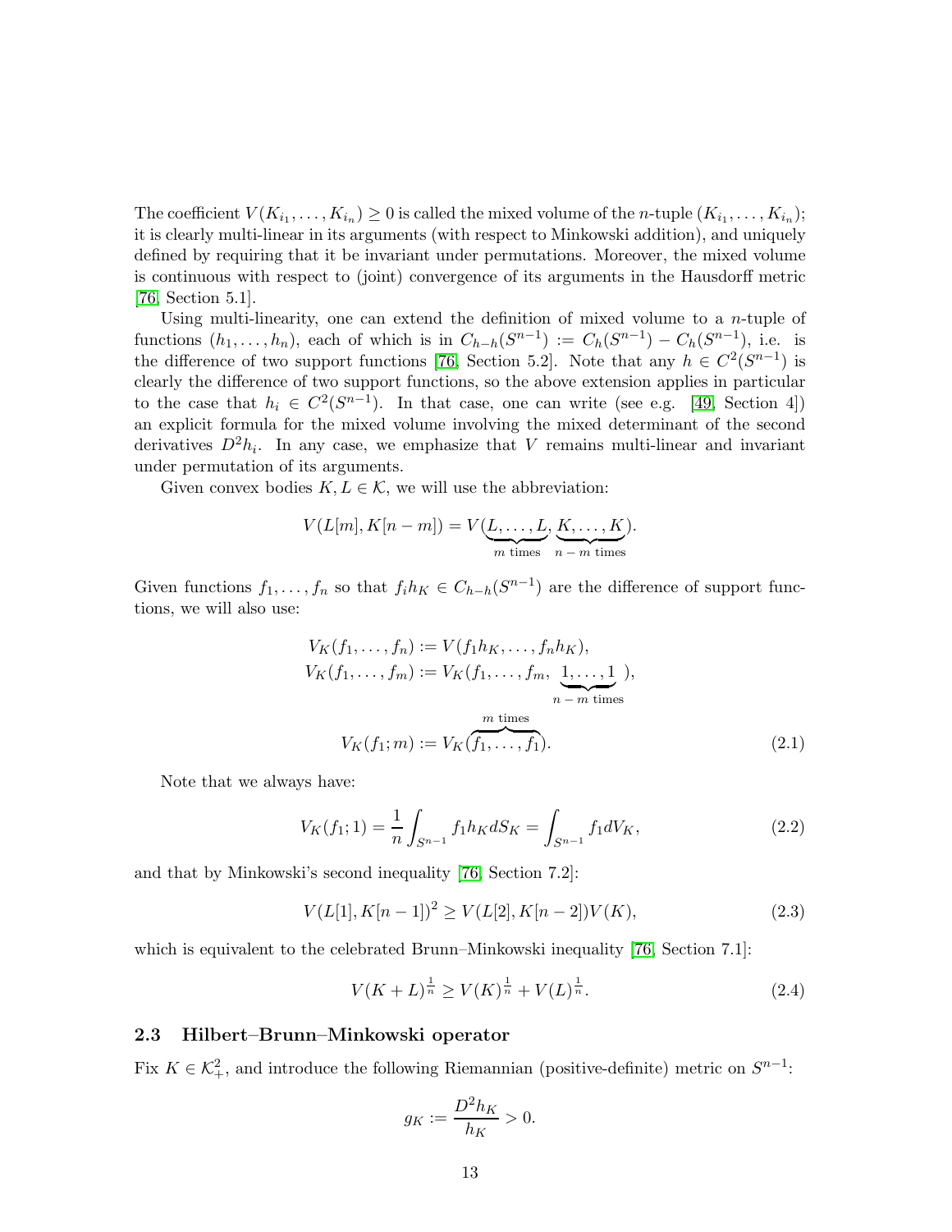The coefficient $V(K_{i_1}, \ldots, K_{i_n}) \geq 0$ is called the mixed volume of the $n$-tuple $(K_{i_1}, \ldots, K_{i_n})$; it is clearly multi-linear in its arguments (with respect to Minkowski addition), and uniquely defined by requiring that it be invariant under permutations. Moreover, the mixed volume is continuous with respect to (joint) convergence of its arguments in the Hausdorff metric [76, Section 5.1].

Using multi-linearity, one can extend the definition of mixed volume to a $n$-tuple of functions $(h_1, \ldots, h_n)$, each of which is in $C_{h-h}(S^{n-1}) := C_h(S^{n-1}) - C_h(S^{n-1})$, i.e. is the difference of two support functions [76, Section 5.2]. Note that any $h \in C^2(S^{n-1})$ is clearly the difference of two support functions, so the above extension applies in particular to the case that $h_i \in C^2(S^{n-1})$. In that case, one can write (see e.g. [49, Section 4]) an explicit formula for the mixed volume involving the mixed determinant of the second derivatives $D^2 h_i$. In any case, we emphasize that $V$ remains multi-linear and invariant under permutation of its arguments.

Given convex bodies $K, L \in \mathcal{K}$, we will use the abbreviation:

$$V(L[m], K[n-m]) = V(\underbrace{L, \ldots, L}_{m \text{ times}}, \underbrace{K, \ldots, K}_{n-m \text{ times}}).$$

Given functions $f_1, \ldots, f_n$ so that $f_i h_K \in C_{h-h}(S^{n-1})$ are the difference of support functions, we will also use:

$$\begin{aligned}
V_K(f_1, \ldots, f_n) &:= V(f_1 h_K, \ldots, f_n h_K), \\
V_K(f_1, \ldots, f_m) &:= V_K(f_1, \ldots, f_m, \underbrace{1, \ldots, 1}_{n-m \text{ times}}), \\
V_K(f_1; m) &:= V_K(\overbrace{f_1, \ldots, f_1}^{m \text{ times}}).
\end{aligned} \tag{2.1}$$

Note that we always have:

$$V_K(f_1; 1) = \frac{1}{n} \int_{S^{n-1}} f_1 h_K dS_K = \int_{S^{n-1}} f_1 dV_K, \tag{2.2}$$

and that by Minkowski's second inequality [76, Section 7.2]:

$$V(L[1], K[n-1])^2 \geq V(L[2], K[n-2]) V(K), \tag{2.3}$$

which is equivalent to the celebrated Brunn–Minkowski inequality [76, Section 7.1]:

$$V(K+L)^{\frac{1}{n}} \geq V(K)^{\frac{1}{n}} + V(L)^{\frac{1}{n}}. \tag{2.4}$$

### 2.3 Hilbert–Brunn–Minkowski operator

Fix $K \in \mathcal{K}^2_+$, and introduce the following Riemannian (positive-definite) metric on $S^{n-1}$:

$$g_K := \frac{D^2 h_K}{h_K} > 0.$$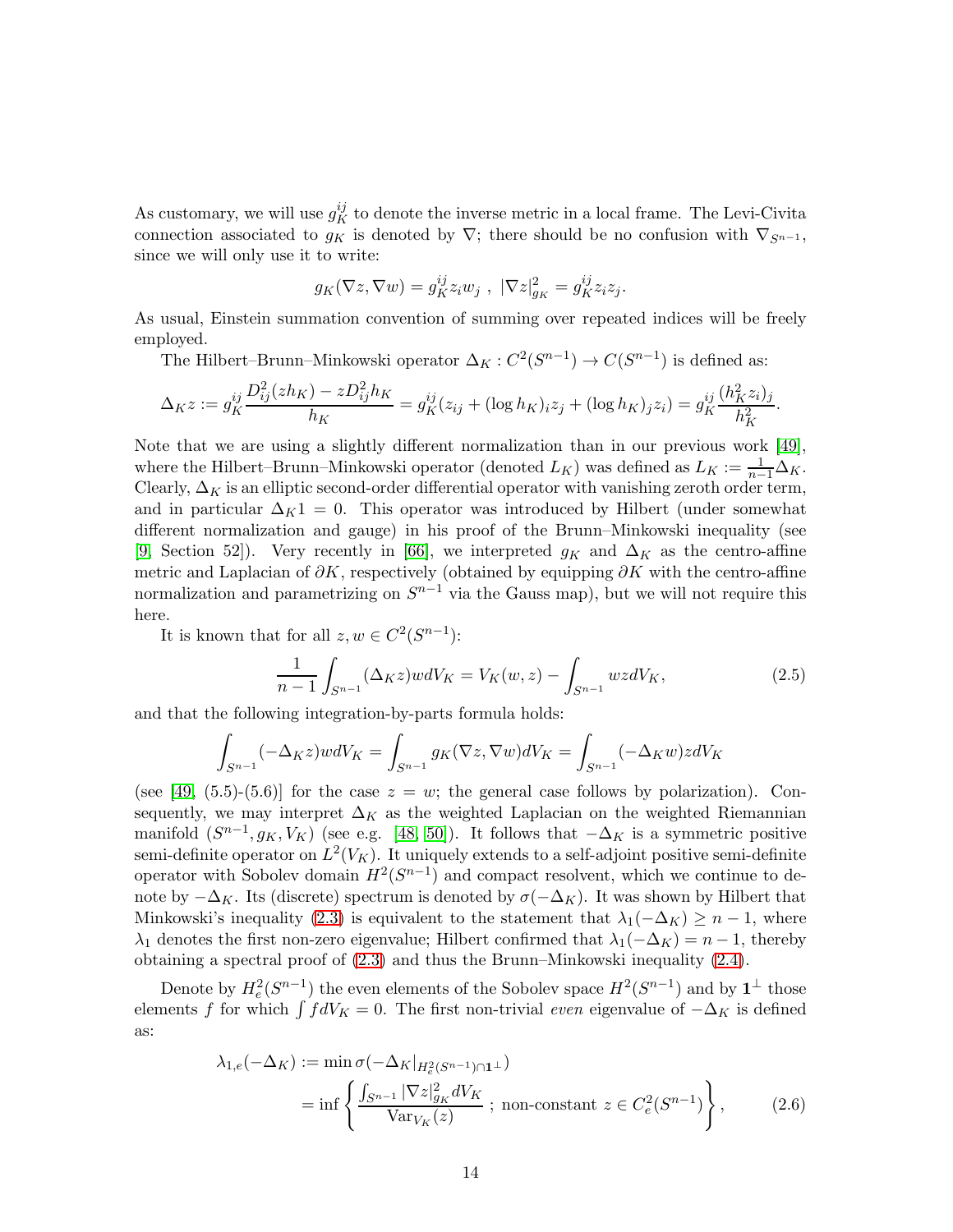As customary, we will use $g_K^{ij}$ to denote the inverse metric in a local frame. The Levi-Civita connection associated to $g_K$ is denoted by $\nabla$; there should be no confusion with $\nabla_{S^{n-1}}$, since we will only use it to write:

$$g_K(\nabla z, \nabla w) = g_K^{ij} z_i w_j \ , \ |\nabla z|^2_{g_K} = g_K^{ij} z_i z_j.$$

As usual, Einstein summation convention of summing over repeated indices will be freely employed.

The Hilbert–Brunn–Minkowski operator $\Delta_K : C^2(S^{n-1}) \to C(S^{n-1})$ is defined as:

$$\Delta_K z := g_K^{ij} \frac{D^2_{ij}(z h_K) - z D^2_{ij} h_K}{h_K} = g_K^{ij}(z_{ij} + (\log h_K)_i z_j + (\log h_K)_j z_i) = g_K^{ij} \frac{(h_K^2 z_i)_j}{h_K^2}.$$

Note that we are using a slightly different normalization than in our previous work [49], where the Hilbert–Brunn–Minkowski operator (denoted $L_K$) was defined as $L_K := \frac{1}{n-1}\Delta_K$. Clearly, $\Delta_K$ is an elliptic second-order differential operator with vanishing zeroth order term, and in particular $\Delta_K 1 = 0$. This operator was introduced by Hilbert (under somewhat different normalization and gauge) in his proof of the Brunn–Minkowski inequality (see [9, Section 52]). Very recently in [66], we interpreted $g_K$ and $\Delta_K$ as the centro-affine metric and Laplacian of $\partial K$, respectively (obtained by equipping $\partial K$ with the centro-affine normalization and parametrizing on $S^{n-1}$ via the Gauss map), but we will not require this here.

It is known that for all $z, w \in C^2(S^{n-1})$:

$$\frac{1}{n-1} \int_{S^{n-1}} (\Delta_K z) w dV_K = V_K(w, z) - \int_{S^{n-1}} wz dV_K, \tag{2.5}$$

and that the following integration-by-parts formula holds:

$$\int_{S^{n-1}} (-\Delta_K z) w dV_K = \int_{S^{n-1}} g_K(\nabla z, \nabla w) dV_K = \int_{S^{n-1}} (-\Delta_K w) z dV_K$$

(see [49, (5.5)-(5.6)] for the case $z = w$; the general case follows by polarization). Consequently, we may interpret $\Delta_K$ as the weighted Laplacian on the weighted Riemannian manifold $(S^{n-1}, g_K, V_K)$ (see e.g. [48, 50]). It follows that $-\Delta_K$ is a symmetric positive semi-definite operator on $L^2(V_K)$. It uniquely extends to a self-adjoint positive semi-definite operator with Sobolev domain $H^2(S^{n-1})$ and compact resolvent, which we continue to denote by $-\Delta_K$. Its (discrete) spectrum is denoted by $\sigma(-\Delta_K)$. It was shown by Hilbert that Minkowski's inequality (2.3) is equivalent to the statement that $\lambda_1(-\Delta_K) \geq n - 1$, where $\lambda_1$ denotes the first non-zero eigenvalue; Hilbert confirmed that $\lambda_1(-\Delta_K) = n - 1$, thereby obtaining a spectral proof of (2.3) and thus the Brunn–Minkowski inequality (2.4).

Denote by $H^2_e(S^{n-1})$ the even elements of the Sobolev space $H^2(S^{n-1})$ and by $\mathbf{1}^\perp$ those elements $f$ for which $\int f dV_K = 0$. The first non-trivial *even* eigenvalue of $-\Delta_K$ is defined as:

$$\begin{aligned} \lambda_{1,e}(-\Delta_K) &:= \min \sigma(-\Delta_K|_{H^2_e(S^{n-1}) \cap \mathbf{1}^\perp}) \\ &= \inf \left\{ \frac{\int_{S^{n-1}} |\nabla z|^2_{g_K} dV_K}{\mathrm{Var}_{V_K}(z)} \ ; \ \text{non-constant } z \in C^2_e(S^{n-1}) \right\}, \end{aligned} \tag{2.6}$$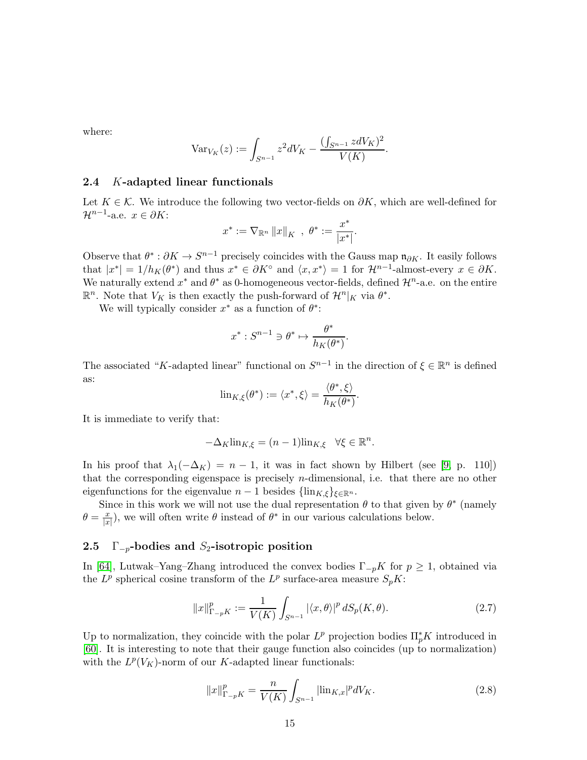where:

$$\mathrm{Var}_{V_K}(z) := \int_{S^{n-1}} z^2 dV_K - \frac{(\int_{S^{n-1}} z dV_K)^2}{V(K)}.$$

### 2.4 $K$-adapted linear functionals

Let $K \in \mathcal{K}$. We introduce the following two vector-fields on $\partial K$, which are well-defined for $\mathcal{H}^{n-1}$-a.e. $x \in \partial K$:

$$x^* := \nabla_{\mathbb{R}^n} \|x\|_K \ , \ \theta^* := \frac{x^*}{|x^*|}.$$

Observe that $\theta^* : \partial K \to S^{n-1}$ precisely coincides with the Gauss map $\mathfrak{n}_{\partial K}$. It easily follows that $|x^*| = 1/h_K(\theta^*)$ and thus $x^* \in \partial K^\circ$ and $\langle x, x^* \rangle = 1$ for $\mathcal{H}^{n-1}$-almost-every $x \in \partial K$. We naturally extend $x^*$ and $\theta^*$ as 0-homogeneous vector-fields, defined $\mathcal{H}^n$-a.e. on the entire $\mathbb{R}^n$. Note that $V_K$ is then exactly the push-forward of $\mathcal{H}^n|_K$ via $\theta^*$.

We will typically consider $x^*$ as a function of $\theta^*$:

$$x^* : S^{n-1} \ni \theta^* \mapsto \frac{\theta^*}{h_K(\theta^*)}.$$

The associated "$K$-adapted linear" functional on $S^{n-1}$ in the direction of $\xi \in \mathbb{R}^n$ is defined as:

$$\mathrm{lin}_{K,\xi}(\theta^*) := \langle x^*, \xi \rangle = \frac{\langle \theta^*, \xi \rangle}{h_K(\theta^*)}.$$

It is immediate to verify that:

$$-\Delta_K \mathrm{lin}_{K,\xi} = (n-1)\mathrm{lin}_{K,\xi} \quad \forall \xi \in \mathbb{R}^n.$$

In his proof that $\lambda_1(-\Delta_K) = n-1$, it was in fact shown by Hilbert (see [9, p. 110]) that the corresponding eigenspace is precisely $n$-dimensional, i.e. that there are no other eigenfunctions for the eigenvalue $n-1$ besides $\{\mathrm{lin}_{K,\xi}\}_{\xi \in \mathbb{R}^n}$.

Since in this work we will not use the dual representation $\theta$ to that given by $\theta^*$ (namely $\theta = \frac{x}{|x|}$), we will often write $\theta$ instead of $\theta^*$ in our various calculations below.

### 2.5 $\Gamma_{-p}$-bodies and $S_2$-isotropic position

In [64], Lutwak–Yang–Zhang introduced the convex bodies $\Gamma_{-p}K$ for $p \geq 1$, obtained via the $L^p$ spherical cosine transform of the $L^p$ surface-area measure $S_pK$:

$$\|x\|^p_{\Gamma_{-p}K} := \frac{1}{V(K)} \int_{S^{n-1}} |\langle x, \theta \rangle|^p \, dS_p(K, \theta). \tag{2.7}$$

Up to normalization, they coincide with the polar $L^p$ projection bodies $\Pi^*_p K$ introduced in [60]. It is interesting to note that their gauge function also coincides (up to normalization) with the $L^p(V_K)$-norm of our $K$-adapted linear functionals:

$$\|x\|^p_{\Gamma_{-p}K} = \frac{n}{V(K)} \int_{S^{n-1}} |\mathrm{lin}_{K,x}|^p dV_K. \tag{2.8}$$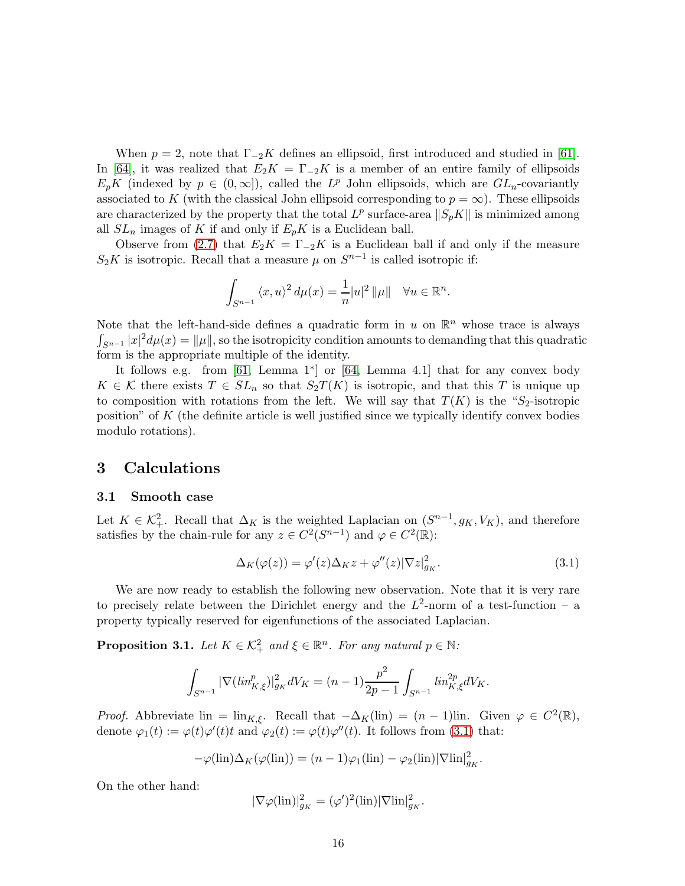When $p = 2$, note that $\Gamma_{-2}K$ defines an ellipsoid, first introduced and studied in [61]. In [64], it was realized that $E_2K = \Gamma_{-2}K$ is a member of an entire family of ellipsoids $E_pK$ (indexed by $p \in (0, \infty]$), called the $L^p$ John ellipsoids, which are $GL_n$-covariantly associated to $K$ (with the classical John ellipsoid corresponding to $p = \infty$). These ellipsoids are characterized by the property that the total $L^p$ surface-area $\|S_pK\|$ is minimized among all $SL_n$ images of $K$ if and only if $E_pK$ is a Euclidean ball.

Observe from (2.7) that $E_2K = \Gamma_{-2}K$ is a Euclidean ball if and only if the measure $S_2K$ is isotropic. Recall that a measure $\mu$ on $S^{n-1}$ is called isotropic if:

$$\int_{S^{n-1}} \langle x, u \rangle^2 \, d\mu(x) = \frac{1}{n}|u|^2 \, \|\mu\| \quad \forall u \in \mathbb{R}^n.$$

Note that the left-hand-side defines a quadratic form in $u$ on $\mathbb{R}^n$ whose trace is always $\int_{S^{n-1}} |x|^2 d\mu(x) = \|\mu\|$, so the isotropicity condition amounts to demanding that this quadratic form is the appropriate multiple of the identity.

It follows e.g. from [61, Lemma 1*] or [64, Lemma 4.1] that for any convex body $K \in \mathcal{K}$ there exists $T \in SL_n$ so that $S_2T(K)$ is isotropic, and that this $T$ is unique up to composition with rotations from the left. We will say that $T(K)$ is the "$S_2$-isotropic position" of $K$ (the definite article is well justified since we typically identify convex bodies modulo rotations).

## 3 Calculations

### 3.1 Smooth case

Let $K \in \mathcal{K}^2_+$. Recall that $\Delta_K$ is the weighted Laplacian on $(S^{n-1}, g_K, V_K)$, and therefore satisfies by the chain-rule for any $z \in C^2(S^{n-1})$ and $\varphi \in C^2(\mathbb{R})$:

$$\Delta_K(\varphi(z)) = \varphi'(z)\Delta_K z + \varphi''(z)|\nabla z|^2_{g_K}. \tag{3.1}$$

We are now ready to establish the following new observation. Note that it is very rare to precisely relate between the Dirichlet energy and the $L^2$-norm of a test-function – a property typically reserved for eigenfunctions of the associated Laplacian.

**Proposition 3.1.** *Let $K \in \mathcal{K}^2_+$ and $\xi \in \mathbb{R}^n$. For any natural $p \in \mathbb{N}$:*

$$\int_{S^{n-1}} |\nabla(lin^p_{K,\xi})|^2_{g_K} dV_K = (n-1)\frac{p^2}{2p-1} \int_{S^{n-1}} lin^{2p}_{K,\xi} dV_K.$$

*Proof.* Abbreviate $\text{lin} = \text{lin}_{K,\xi}$. Recall that $-\Delta_K(\text{lin}) = (n-1)\text{lin}$. Given $\varphi \in C^2(\mathbb{R})$, denote $\varphi_1(t) := \varphi(t)\varphi'(t)t$ and $\varphi_2(t) := \varphi(t)\varphi''(t)$. It follows from (3.1) that:

$$-\varphi(\text{lin})\Delta_K(\varphi(\text{lin})) = (n-1)\varphi_1(\text{lin}) - \varphi_2(\text{lin})|\nabla \text{lin}|^2_{g_K}.$$

On the other hand:

$$|\nabla \varphi(\text{lin})|^2_{g_K} = (\varphi')^2(\text{lin})|\nabla \text{lin}|^2_{g_K}.$$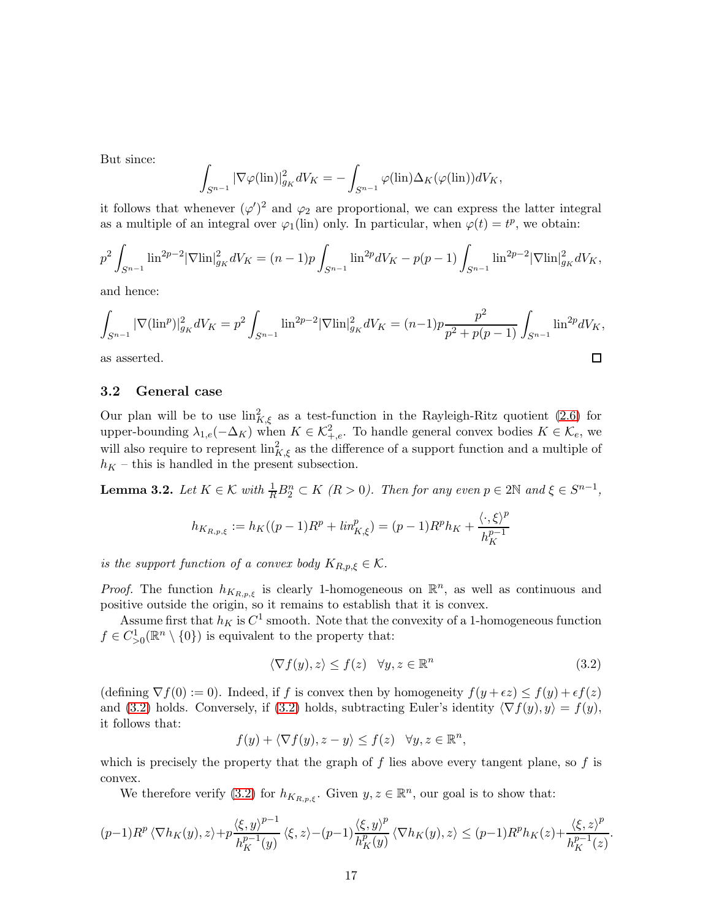But since:

$$\int_{S^{n-1}} |\nabla \varphi(\mathrm{lin})|^2_{g_K} dV_K = -\int_{S^{n-1}} \varphi(\mathrm{lin}) \Delta_K(\varphi(\mathrm{lin})) dV_K,$$

it follows that whenever $(\varphi')^2$ and $\varphi_2$ are proportional, we can express the latter integral as a multiple of an integral over $\varphi_1(\mathrm{lin})$ only. In particular, when $\varphi(t) = t^p$, we obtain:

$$p^2 \int_{S^{n-1}} \mathrm{lin}^{2p-2} |\nabla \mathrm{lin}|^2_{g_K} dV_K = (n-1)p \int_{S^{n-1}} \mathrm{lin}^{2p} dV_K - p(p-1) \int_{S^{n-1}} \mathrm{lin}^{2p-2} |\nabla \mathrm{lin}|^2_{g_K} dV_K,$$

and hence:

$$\int_{S^{n-1}} |\nabla (\mathrm{lin}^p)|^2_{g_K} dV_K = p^2 \int_{S^{n-1}} \mathrm{lin}^{2p-2} |\nabla \mathrm{lin}|^2_{g_K} dV_K = (n-1)p \frac{p^2}{p^2 + p(p-1)} \int_{S^{n-1}} \mathrm{lin}^{2p} dV_K,$$

as asserted. □

### 3.2 General case

Our plan will be to use $\mathrm{lin}^2_{K,\xi}$ as a test-function in the Rayleigh-Ritz quotient (2.6) for upper-bounding $\lambda_{1,e}(-\Delta_K)$ when $K \in \mathcal{K}^2_{+,e}$. To handle general convex bodies $K \in \mathcal{K}_e$, we will also require to represent $\mathrm{lin}^2_{K,\xi}$ as the difference of a support function and a multiple of $h_K$ – this is handled in the present subsection.

**Lemma 3.2.** *Let $K \in \mathcal{K}$ with $\frac{1}{R} B_2^n \subset K$ ($R > 0$). Then for any even $p \in 2\mathbb{N}$ and $\xi \in S^{n-1}$,*

$$h_{K_{R,p,\xi}} := h_K((p-1)R^p + lin^p_{K,\xi}) = (p-1)R^p h_K + \frac{\langle \cdot, \xi \rangle^p}{h_K^{p-1}}$$

*is the support function of a convex body $K_{R,p,\xi} \in \mathcal{K}$.*

*Proof.* The function $h_{K_{R,p,\xi}}$ is clearly 1-homogeneous on $\mathbb{R}^n$, as well as continuous and positive outside the origin, so it remains to establish that it is convex.

Assume first that $h_K$ is $C^1$ smooth. Note that the convexity of a 1-homogeneous function $f \in C^1_{>0}(\mathbb{R}^n \setminus \{0\})$ is equivalent to the property that:

$$\langle \nabla f(y), z \rangle \leq f(z) \quad \forall y, z \in \mathbb{R}^n \tag{3.2}$$

(defining $\nabla f(0) := 0$). Indeed, if $f$ is convex then by homogeneity $f(y + \epsilon z) \leq f(y) + \epsilon f(z)$ and (3.2) holds. Conversely, if (3.2) holds, subtracting Euler's identity $\langle \nabla f(y), y \rangle = f(y)$, it follows that:

$$f(y) + \langle \nabla f(y), z - y \rangle \leq f(z) \quad \forall y, z \in \mathbb{R}^n,$$

which is precisely the property that the graph of $f$ lies above every tangent plane, so $f$ is convex.

We therefore verify (3.2) for $h_{K_{R,p,\xi}}$. Given $y, z \in \mathbb{R}^n$, our goal is to show that:

$$(p-1)R^p \langle \nabla h_K(y), z \rangle + p \frac{\langle \xi, y \rangle^{p-1}}{h_K^{p-1}(y)} \langle \xi, z \rangle - (p-1) \frac{\langle \xi, y \rangle^p}{h_K^p(y)} \langle \nabla h_K(y), z \rangle \leq (p-1)R^p h_K(z) + \frac{\langle \xi, z \rangle^p}{h_K^{p-1}(z)}.$$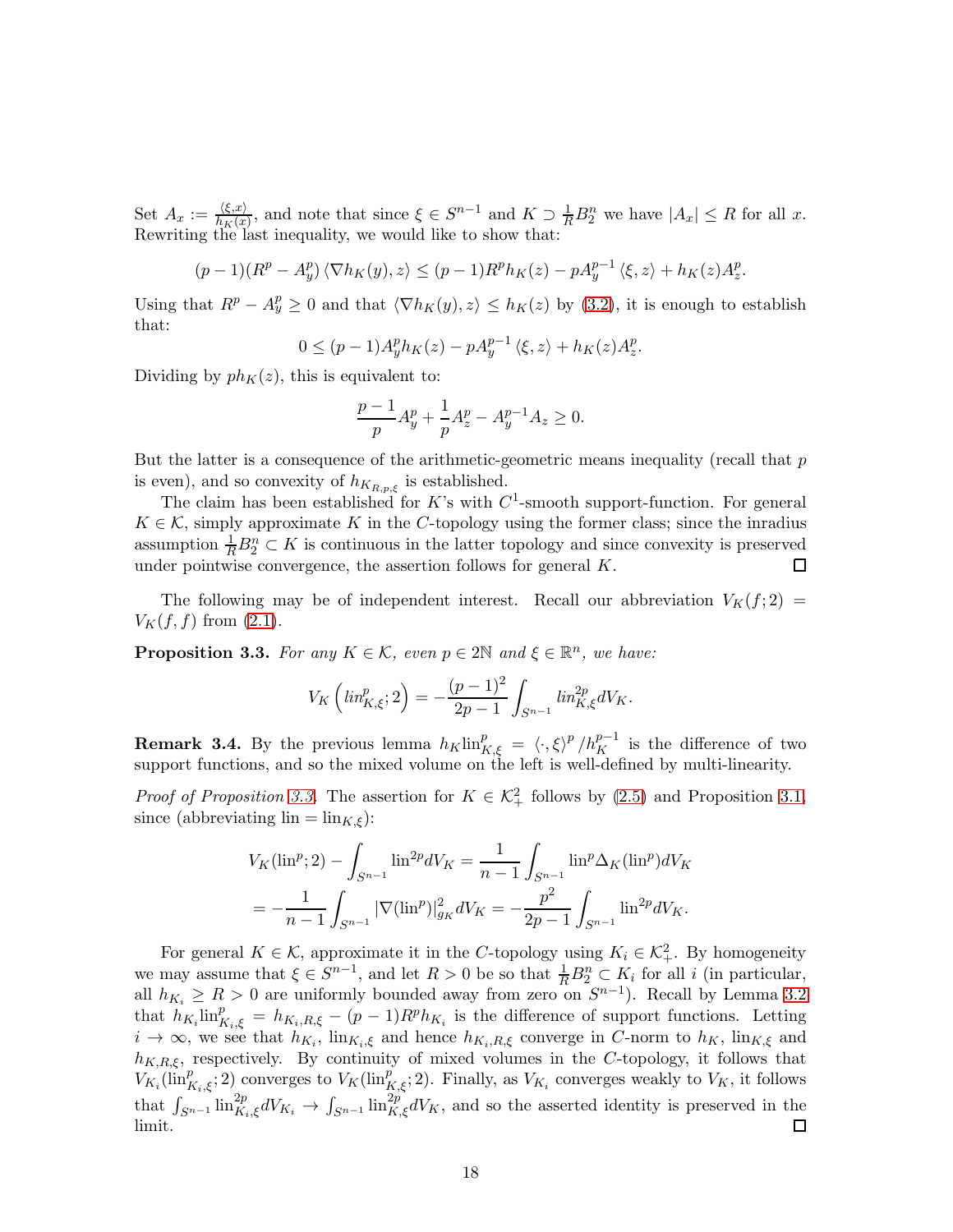Set $A_x := \frac{\langle \xi, x \rangle}{h_K(x)}$, and note that since $\xi \in S^{n-1}$ and $K \supset \frac{1}{R} B_2^n$ we have $|A_x| \leq R$ for all $x$. Rewriting the last inequality, we would like to show that:

$$(p-1)(R^p - A_y^p) \langle \nabla h_K(y), z \rangle \leq (p-1) R^p h_K(z) - p A_y^{p-1} \langle \xi, z \rangle + h_K(z) A_z^p .$$

Using that $R^p - A_y^p \geq 0$ and that $\langle \nabla h_K(y), z \rangle \leq h_K(z)$ by (3.2), it is enough to establish that:

$$0 \leq (p-1) A_y^p h_K(z) - p A_y^{p-1} \langle \xi, z \rangle + h_K(z) A_z^p .$$

Dividing by $p h_K(z)$, this is equivalent to:

$$\frac{p-1}{p} A_y^p + \frac{1}{p} A_z^p - A_y^{p-1} A_z \geq 0.$$

But the latter is a consequence of the arithmetic-geometric means inequality (recall that $p$ is even), and so convexity of $h_{K_{R,p,\xi}}$ is established.

The claim has been established for $K$'s with $C^1$-smooth support-function. For general $K \in \mathcal{K}$, simply approximate $K$ in the $C$-topology using the former class; since the inradius assumption $\frac{1}{R} B_2^n \subset K$ is continuous in the latter topology and since convexity is preserved under pointwise convergence, the assertion follows for general $K$. $\square$

The following may be of independent interest. Recall our abbreviation $V_K(f;2) = V_K(f,f)$ from (2.1).

**Proposition 3.3.** *For any $K \in \mathcal{K}$, even $p \in 2\mathbb{N}$ and $\xi \in \mathbb{R}^n$, we have:*

$$V_K\left( lin^p_{K,\xi} ; 2 \right) = -\frac{(p-1)^2}{2p-1} \int_{S^{n-1}} lin^{2p}_{K,\xi} dV_K .$$

**Remark 3.4.** By the previous lemma $h_K \mathrm{lin}^p_{K,\xi} = \langle \cdot, \xi \rangle^p / h_K^{p-1}$ is the difference of two support functions, and so the mixed volume on the left is well-defined by multi-linearity.

*Proof of Proposition 3.3.* The assertion for $K \in \mathcal{K}^2_+$ follows by (2.5) and Proposition 3.1, since (abbreviating $\mathrm{lin} = \mathrm{lin}_{K,\xi}$):

$$\begin{aligned} V_K(\mathrm{lin}^p ; 2) - \int_{S^{n-1}} \mathrm{lin}^{2p} dV_K &= \frac{1}{n-1} \int_{S^{n-1}} \mathrm{lin}^p \Delta_K (\mathrm{lin}^p) dV_K \\ &= -\frac{1}{n-1} \int_{S^{n-1}} |\nabla (\mathrm{lin}^p)|^2_{g_K} dV_K = -\frac{p^2}{2p-1} \int_{S^{n-1}} \mathrm{lin}^{2p} dV_K . \end{aligned}$$

For general $K \in \mathcal{K}$, approximate it in the $C$-topology using $K_i \in \mathcal{K}^2_+$. By homogeneity we may assume that $\xi \in S^{n-1}$, and let $R > 0$ be so that $\frac{1}{R} B_2^n \subset K_i$ for all $i$ (in particular, all $h_{K_i} \geq R > 0$ are uniformly bounded away from zero on $S^{n-1}$). Recall by Lemma 3.2 that $h_{K_i} \mathrm{lin}^p_{K_i,\xi} = h_{K_i,R,\xi} - (p-1) R^p h_{K_i}$ is the difference of support functions. Letting $i \to \infty$, we see that $h_{K_i}$, $\mathrm{lin}_{K_i,\xi}$ and hence $h_{K_i,R,\xi}$ converge in $C$-norm to $h_K$, $\mathrm{lin}_{K,\xi}$ and $h_{K,R,\xi}$, respectively. By continuity of mixed volumes in the $C$-topology, it follows that $V_{K_i}(\mathrm{lin}^p_{K_i,\xi} ; 2)$ converges to $V_K(\mathrm{lin}^p_{K,\xi} ; 2)$. Finally, as $V_{K_i}$ converges weakly to $V_K$, it follows that $\int_{S^{n-1}} \mathrm{lin}^{2p}_{K_i,\xi} dV_{K_i} \to \int_{S^{n-1}} \mathrm{lin}^{2p}_{K,\xi} dV_K$, and so the asserted identity is preserved in the limit. $\square$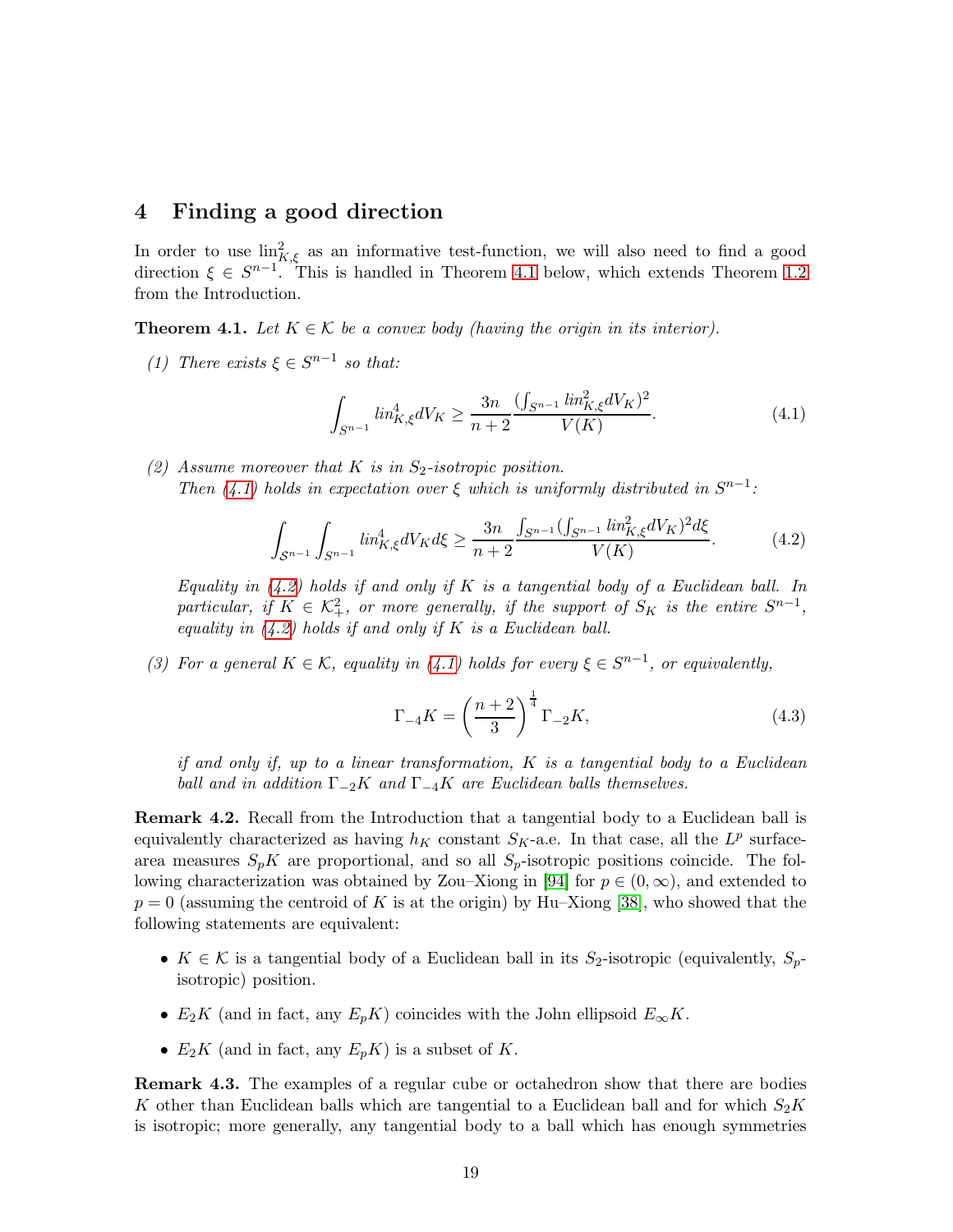# 4 Finding a good direction

In order to use $\text{lin}^2_{K,\xi}$ as an informative test-function, we will also need to find a good direction $\xi \in S^{n-1}$. This is handled in Theorem 4.1 below, which extends Theorem 1.2 from the Introduction.

**Theorem 4.1.** *Let $K \in \mathcal{K}$ be a convex body (having the origin in its interior).*

*(1) There exists $\xi \in S^{n-1}$ so that:*

$$\int_{S^{n-1}} \text{lin}^4_{K,\xi} dV_K \geq \frac{3n}{n+2} \frac{(\int_{S^{n-1}} \text{lin}^2_{K,\xi} dV_K)^2}{V(K)}. \tag{4.1}$$

*(2) Assume moreover that $K$ is in $S_2$-isotropic position.*
*Then (4.1) holds in expectation over $\xi$ which is uniformly distributed in $S^{n-1}$:*

$$\int_{S^{n-1}} \int_{S^{n-1}} \text{lin}^4_{K,\xi} dV_K d\xi \geq \frac{3n}{n+2} \frac{\int_{S^{n-1}} (\int_{S^{n-1}} \text{lin}^2_{K,\xi} dV_K)^2 d\xi}{V(K)}. \tag{4.2}$$

*Equality in (4.2) holds if and only if $K$ is a tangential body of a Euclidean ball. In particular, if $K \in \mathcal{K}^2_+$, or more generally, if the support of $S_K$ is the entire $S^{n-1}$, equality in (4.2) holds if and only if $K$ is a Euclidean ball.*

*(3) For a general $K \in \mathcal{K}$, equality in (4.1) holds for every $\xi \in S^{n-1}$, or equivalently,*

$$\Gamma_{-4} K = \left( \frac{n+2}{3} \right)^{\frac{1}{4}} \Gamma_{-2} K, \tag{4.3}$$

*if and only if, up to a linear transformation, $K$ is a tangential body to a Euclidean ball and in addition $\Gamma_{-2} K$ and $\Gamma_{-4} K$ are Euclidean balls themselves.*

**Remark 4.2.** Recall from the Introduction that a tangential body to a Euclidean ball is equivalently characterized as having $h_K$ constant $S_K$-a.e. In that case, all the $L^p$ surface-area measures $S_p K$ are proportional, and so all $S_p$-isotropic positions coincide. The following characterization was obtained by Zou–Xiong in [94] for $p \in (0, \infty)$, and extended to $p = 0$ (assuming the centroid of $K$ is at the origin) by Hu–Xiong [38], who showed that the following statements are equivalent:

- $K \in \mathcal{K}$ is a tangential body of a Euclidean ball in its $S_2$-isotropic (equivalently, $S_p$-isotropic) position.
- $E_2 K$ (and in fact, any $E_p K$) coincides with the John ellipsoid $E_\infty K$.
- $E_2 K$ (and in fact, any $E_p K$) is a subset of $K$.

**Remark 4.3.** The examples of a regular cube or octahedron show that there are bodies $K$ other than Euclidean balls which are tangential to a Euclidean ball and for which $S_2 K$ is isotropic; more generally, any tangential body to a ball which has enough symmetries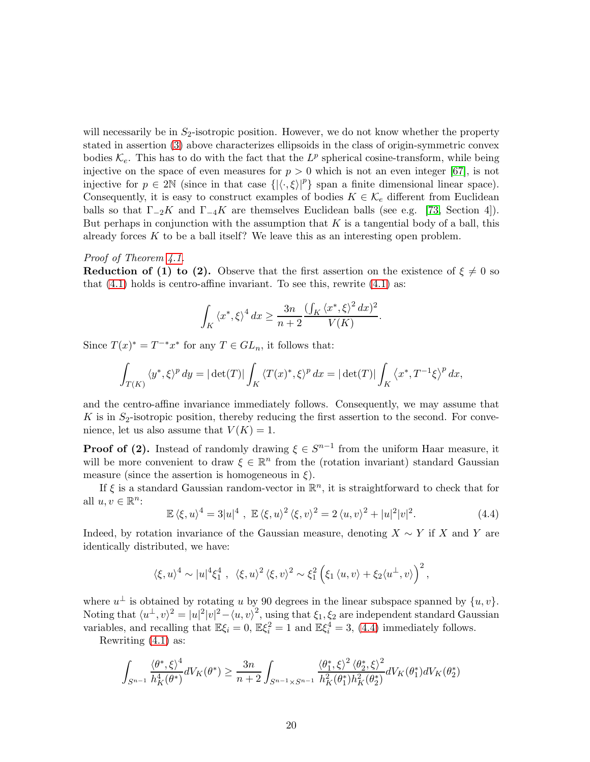will necessarily be in $S_2$-isotropic position. However, we do not know whether the property stated in assertion (3) above characterizes ellipsoids in the class of origin-symmetric convex bodies $\mathcal{K}_e$. This has to do with the fact that the $L^p$ spherical cosine-transform, while being injective on the space of even measures for $p > 0$ which is not an even integer [67], is not injective for $p \in 2\mathbb{N}$ (since in that case $\{|\langle \cdot, \xi \rangle|^p\}$ span a finite dimensional linear space). Consequently, it is easy to construct examples of bodies $K \in \mathcal{K}_e$ different from Euclidean balls so that $\Gamma_{-2}K$ and $\Gamma_{-4}K$ are themselves Euclidean balls (see e.g. [73, Section 4]). But perhaps in conjunction with the assumption that $K$ is a tangential body of a ball, this already forces $K$ to be a ball itself? We leave this as an interesting open problem.

*Proof of Theorem 4.1.*

**Reduction of (1) to (2).** Observe that the first assertion on the existence of $\xi \neq 0$ so that (4.1) holds is centro-affine invariant. To see this, rewrite (4.1) as:

$$\int_K \langle x^*, \xi \rangle^4 \, dx \geq \frac{3n}{n+2} \frac{(\int_K \langle x^*, \xi \rangle^2 \, dx)^2}{V(K)}.$$

Since $T(x)^* = T^{-*}x^*$ for any $T \in GL_n$, it follows that:

$$\int_{T(K)} \langle y^*, \xi \rangle^p \, dy = |\det(T)| \int_K \langle T(x)^*, \xi \rangle^p \, dx = |\det(T)| \int_K \langle x^*, T^{-1}\xi \rangle^p \, dx,$$

and the centro-affine invariance immediately follows. Consequently, we may assume that $K$ is in $S_2$-isotropic position, thereby reducing the first assertion to the second. For convenience, let us also assume that $V(K) = 1$.

**Proof of (2).** Instead of randomly drawing $\xi \in S^{n-1}$ from the uniform Haar measure, it will be more convenient to draw $\xi \in \mathbb{R}^n$ from the (rotation invariant) standard Gaussian measure (since the assertion is homogeneous in $\xi$).

If $\xi$ is a standard Gaussian random-vector in $\mathbb{R}^n$, it is straightforward to check that for all $u, v \in \mathbb{R}^n$:

$$\mathbb{E} \langle \xi, u \rangle^4 = 3|u|^4 \; , \; \mathbb{E} \langle \xi, u \rangle^2 \langle \xi, v \rangle^2 = 2 \langle u, v \rangle^2 + |u|^2|v|^2. \tag{4.4}$$

Indeed, by rotation invariance of the Gaussian measure, denoting $X \sim Y$ if $X$ and $Y$ are identically distributed, we have:

$$\langle \xi, u \rangle^4 \sim |u|^4 \xi_1^4 \; , \; \langle \xi, u \rangle^2 \langle \xi, v \rangle^2 \sim \xi_1^2 \left( \xi_1 \langle u, v \rangle + \xi_2 \langle u^\perp, v \rangle \right)^2,$$

where $u^\perp$ is obtained by rotating $u$ by 90 degrees in the linear subspace spanned by $\{u, v\}$. Noting that $\langle u^\perp, v \rangle^2 = |u|^2|v|^2 - \langle u, v \rangle^2$, using that $\xi_1, \xi_2$ are independent standard Gaussian variables, and recalling that $\mathbb{E}\xi_i = 0$, $\mathbb{E}\xi_i^2 = 1$ and $\mathbb{E}\xi_i^4 = 3$, (4.4) immediately follows.

Rewriting (4.1) as:

$$\int_{S^{n-1}} \frac{\langle \theta^*, \xi \rangle^4}{h_K^4(\theta^*)} dV_K(\theta^*) \geq \frac{3n}{n+2} \int_{S^{n-1} \times S^{n-1}} \frac{\langle \theta_1^*, \xi \rangle^2 \langle \theta_2^*, \xi \rangle^2}{h_K^2(\theta_1^*) h_K^2(\theta_2^*)} dV_K(\theta_1^*) dV_K(\theta_2^*)$$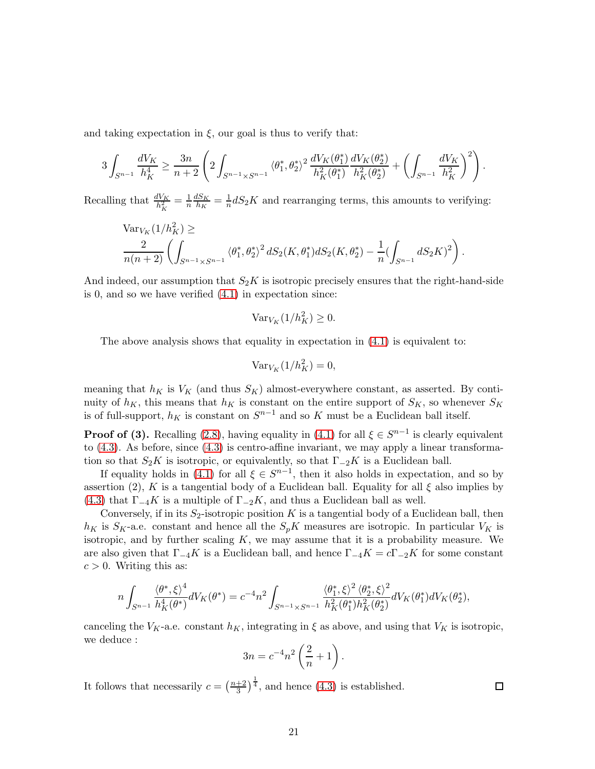and taking expectation in $\xi$, our goal is thus to verify that:

$$3 \int_{S^{n-1}} \frac{dV_K}{h_K^4} \geq \frac{3n}{n+2} \left( 2 \int_{S^{n-1} \times S^{n-1}} \langle \theta_1^*, \theta_2^* \rangle^2 \frac{dV_K(\theta_1^*)}{h_K^2(\theta_1^*)} \frac{dV_K(\theta_2^*)}{h_K^2(\theta_2^*)} + \left( \int_{S^{n-1}} \frac{dV_K}{h_K^2} \right)^2 \right).$$

Recalling that $\frac{dV_K}{h_K^2} = \frac{1}{n} \frac{dS_K}{h_K} = \frac{1}{n} dS_2 K$ and rearranging terms, this amounts to verifying:

$$\begin{aligned}
&\mathrm{Var}_{V_K}(1/h_K^2) \geq \\
&\frac{2}{n(n+2)} \left( \int_{S^{n-1} \times S^{n-1}} \langle \theta_1^*, \theta_2^* \rangle^2 \, dS_2(K, \theta_1^*) dS_2(K, \theta_2^*) - \frac{1}{n} (\int_{S^{n-1}} dS_2 K)^2 \right).
\end{aligned}$$

And indeed, our assumption that $S_2 K$ is isotropic precisely ensures that the right-hand-side is 0, and so we have verified (4.1) in expectation since:

$$\mathrm{Var}_{V_K}(1/h_K^2) \geq 0.$$

The above analysis shows that equality in expectation in (4.1) is equivalent to:

$$\mathrm{Var}_{V_K}(1/h_K^2) = 0,$$

meaning that $h_K$ is $V_K$ (and thus $S_K$) almost-everywhere constant, as asserted. By continuity of $h_K$, this means that $h_K$ is constant on the entire support of $S_K$, so whenever $S_K$ is of full-support, $h_K$ is constant on $S^{n-1}$ and so $K$ must be a Euclidean ball itself.

**Proof of (3).** Recalling (2.8), having equality in (4.1) for all $\xi \in S^{n-1}$ is clearly equivalent to (4.3). As before, since (4.3) is centro-affine invariant, we may apply a linear transformation so that $S_2 K$ is isotropic, or equivalently, so that $\Gamma_{-2} K$ is a Euclidean ball.

If equality holds in (4.1) for all $\xi \in S^{n-1}$, then it also holds in expectation, and so by assertion (2), $K$ is a tangential body of a Euclidean ball. Equality for all $\xi$ also implies by (4.3) that $\Gamma_{-4} K$ is a multiple of $\Gamma_{-2} K$, and thus a Euclidean ball as well.

Conversely, if in its $S_2$-isotropic position $K$ is a tangential body of a Euclidean ball, then $h_K$ is $S_K$-a.e. constant and hence all the $S_p K$ measures are isotropic. In particular $V_K$ is isotropic, and by further scaling $K$, we may assume that it is a probability measure. We are also given that $\Gamma_{-4} K$ is a Euclidean ball, and hence $\Gamma_{-4} K = c \Gamma_{-2} K$ for some constant $c > 0$. Writing this as:

$$n \int_{S^{n-1}} \frac{\langle \theta^*, \xi \rangle^4}{h_K^4(\theta^*)} dV_K(\theta^*) = c^{-4} n^2 \int_{S^{n-1} \times S^{n-1}} \frac{\langle \theta_1^*, \xi \rangle^2 \langle \theta_2^*, \xi \rangle^2}{h_K^2(\theta_1^*) h_K^2(\theta_2^*)} dV_K(\theta_1^*) dV_K(\theta_2^*),$$

canceling the $V_K$-a.e. constant $h_K$, integrating in $\xi$ as above, and using that $V_K$ is isotropic, we deduce :

$$3n = c^{-4} n^2 \left( \frac{2}{n} + 1 \right).$$

It follows that necessarily $c = \left(\frac{n+2}{3}\right)^{\frac{1}{4}}$, and hence (4.3) is established. □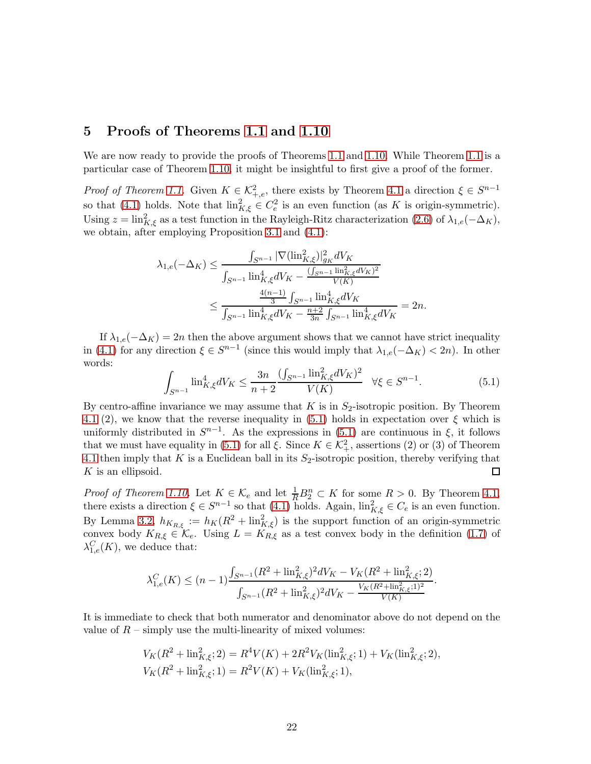## 5 Proofs of Theorems 1.1 and 1.10

We are now ready to provide the proofs of Theorems 1.1 and 1.10. While Theorem 1.1 is a particular case of Theorem 1.10, it might be insightful to first give a proof of the former.

*Proof of Theorem 1.1.* Given $K \in \mathcal{K}^2_{+,e}$, there exists by Theorem 4.1 a direction $\xi \in S^{n-1}$ so that (4.1) holds. Note that $\mathrm{lin}^2_{K,\xi} \in C^2_e$ is an even function (as $K$ is origin-symmetric). Using $z = \mathrm{lin}^2_{K,\xi}$ as a test function in the Rayleigh-Ritz characterization (2.6) of $\lambda_{1,e}(-\Delta_K)$, we obtain, after employing Proposition 3.1 and (4.1):

$$
\begin{aligned}
\lambda_{1,e}(-\Delta_K) &\leq \frac{\int_{S^{n-1}} |\nabla(\mathrm{lin}^2_{K,\xi})|^2_{g_K} dV_K}{\int_{S^{n-1}} \mathrm{lin}^4_{K,\xi} dV_K - \frac{(\int_{S^{n-1}} \mathrm{lin}^2_{K,\xi} dV_K)^2}{V(K)}} \\
&\leq \frac{\frac{4(n-1)}{3}\int_{S^{n-1}} \mathrm{lin}^4_{K,\xi} dV_K}{\int_{S^{n-1}} \mathrm{lin}^4_{K,\xi} dV_K - \frac{n+2}{3n}\int_{S^{n-1}} \mathrm{lin}^4_{K,\xi} dV_K} = 2n.
\end{aligned}
$$

If $\lambda_{1,e}(-\Delta_K) = 2n$ then the above argument shows that we cannot have strict inequality in (4.1) for any direction $\xi \in S^{n-1}$ (since this would imply that $\lambda_{1,e}(-\Delta_K) < 2n$). In other words:

$$
\int_{S^{n-1}} \mathrm{lin}^4_{K,\xi} dV_K \leq \frac{3n}{n+2} \frac{(\int_{S^{n-1}} \mathrm{lin}^2_{K,\xi} dV_K)^2}{V(K)} \quad \forall \xi \in S^{n-1}. \tag{5.1}
$$

By centro-affine invariance we may assume that $K$ is in $S_2$-isotropic position. By Theorem 4.1 (2), we know that the reverse inequality in (5.1) holds in expectation over $\xi$ which is uniformly distributed in $S^{n-1}$. As the expressions in (5.1) are continuous in $\xi$, it follows that we must have equality in (5.1) for all $\xi$. Since $K \in \mathcal{K}^2_+$, assertions (2) or (3) of Theorem 4.1 then imply that $K$ is a Euclidean ball in its $S_2$-isotropic position, thereby verifying that $K$ is an ellipsoid. $\square$

*Proof of Theorem 1.10.* Let $K \in \mathcal{K}_e$ and let $\frac{1}{R}B^n_2 \subset K$ for some $R > 0$. By Theorem 4.1, there exists a direction $\xi \in S^{n-1}$ so that (4.1) holds. Again, $\mathrm{lin}^2_{K,\xi} \in C_e$ is an even function. By Lemma 3.2, $h_{K_{R,\xi}} := h_K(R^2 + \mathrm{lin}^2_{K,\xi})$ is the support function of an origin-symmetric convex body $K_{R,\xi} \in \mathcal{K}_e$. Using $L = K_{R,\xi}$ as a test convex body in the definition (1.7) of $\lambda^C_{1,e}(K)$, we deduce that:

$$
\lambda^C_{1,e}(K) \leq (n-1)\frac{\int_{S^{n-1}}(R^2 + \mathrm{lin}^2_{K,\xi})^2 dV_K - V_K(R^2 + \mathrm{lin}^2_{K,\xi}; 2)}{\int_{S^{n-1}}(R^2 + \mathrm{lin}^2_{K,\xi})^2 dV_K - \frac{V_K(R^2 + \mathrm{lin}^2_{K,\xi}; 1)^2}{V(K)}}.
$$

It is immediate to check that both numerator and denominator above do not depend on the value of $R$ – simply use the multi-linearity of mixed volumes:

$$
\begin{aligned}
V_K(R^2 + \mathrm{lin}^2_{K,\xi}; 2) &= R^4 V(K) + 2R^2 V_K(\mathrm{lin}^2_{K,\xi}; 1) + V_K(\mathrm{lin}^2_{K,\xi}; 2), \\
V_K(R^2 + \mathrm{lin}^2_{K,\xi}; 1) &= R^2 V(K) + V_K(\mathrm{lin}^2_{K,\xi}; 1),
\end{aligned}
$$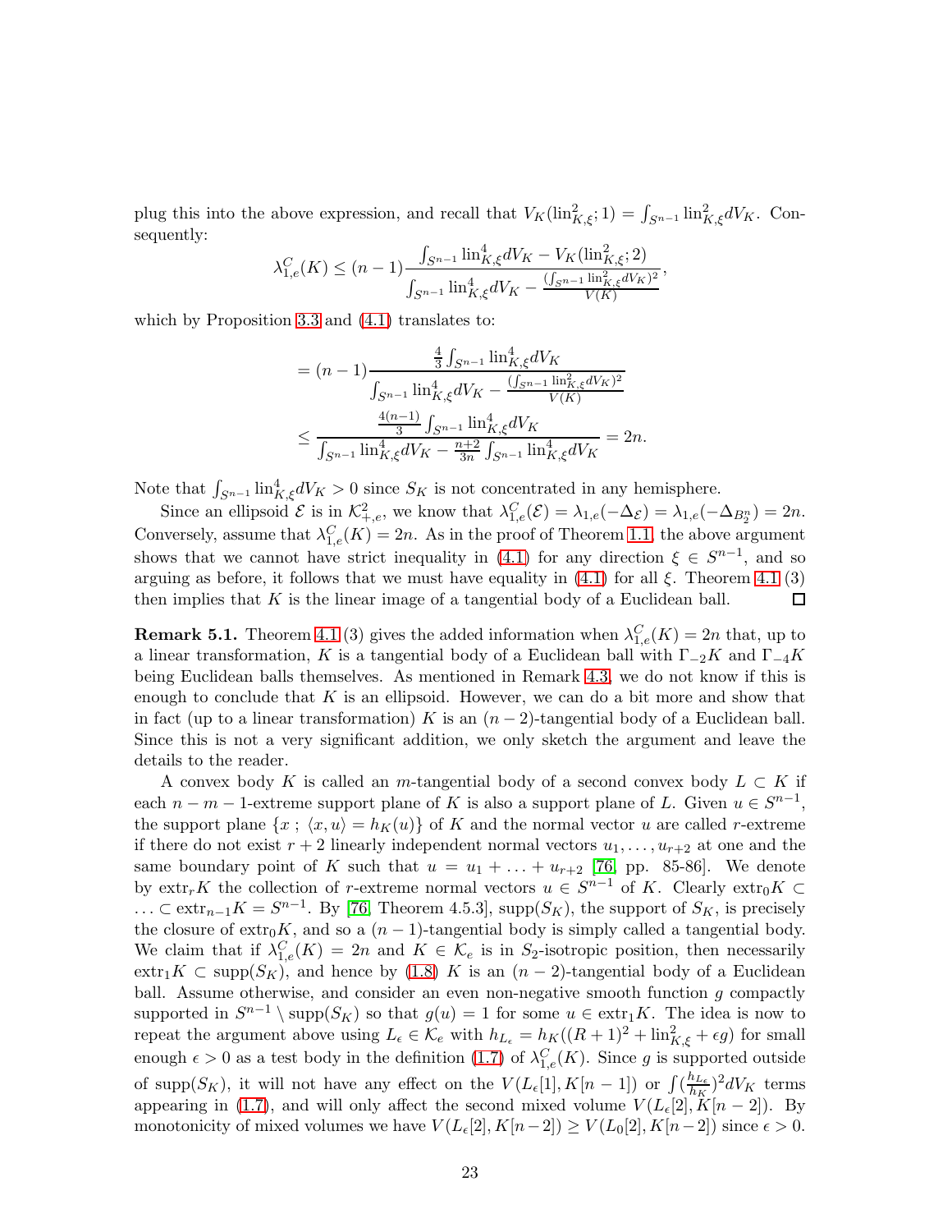plug this into the above expression, and recall that $V_K(\mathrm{lin}^2_{K,\xi};1) = \int_{S^{n-1}} \mathrm{lin}^2_{K,\xi} dV_K$. Consequently:

$$\lambda^C_{1,e}(K) \le (n-1)\frac{\int_{S^{n-1}} \mathrm{lin}^4_{K,\xi} dV_K - V_K(\mathrm{lin}^2_{K,\xi};2)}{\int_{S^{n-1}} \mathrm{lin}^4_{K,\xi} dV_K - \frac{(\int_{S^{n-1}} \mathrm{lin}^2_{K,\xi} dV_K)^2}{V(K)}},$$

which by Proposition 3.3 and (4.1) translates to:

$$= (n-1)\frac{\frac{4}{3}\int_{S^{n-1}} \mathrm{lin}^4_{K,\xi} dV_K}{\int_{S^{n-1}} \mathrm{lin}^4_{K,\xi} dV_K - \frac{(\int_{S^{n-1}} \mathrm{lin}^2_{K,\xi} dV_K)^2}{V(K)}}$$

$$\le \frac{\frac{4(n-1)}{3}\int_{S^{n-1}} \mathrm{lin}^4_{K,\xi} dV_K}{\int_{S^{n-1}} \mathrm{lin}^4_{K,\xi} dV_K - \frac{n+2}{3n}\int_{S^{n-1}} \mathrm{lin}^4_{K,\xi} dV_K} = 2n.$$

Note that $\int_{S^{n-1}} \mathrm{lin}^4_{K,\xi} dV_K > 0$ since $S_K$ is not concentrated in any hemisphere.

Since an ellipsoid $\mathcal{E}$ is in $\mathcal{K}^2_{+,e}$, we know that $\lambda^C_{1,e}(\mathcal{E}) = \lambda_{1,e}(-\Delta_{\mathcal{E}}) = \lambda_{1,e}(-\Delta_{B^n_2}) = 2n$. Conversely, assume that $\lambda^C_{1,e}(K) = 2n$. As in the proof of Theorem 1.1, the above argument shows that we cannot have strict inequality in (4.1) for any direction $\xi \in S^{n-1}$, and so arguing as before, it follows that we must have equality in (4.1) for all $\xi$. Theorem 4.1 (3) then implies that $K$ is the linear image of a tangential body of a Euclidean ball. □

**Remark 5.1.** Theorem 4.1 (3) gives the added information when $\lambda^C_{1,e}(K) = 2n$ that, up to a linear transformation, $K$ is a tangential body of a Euclidean ball with $\Gamma_{-2}K$ and $\Gamma_{-4}K$ being Euclidean balls themselves. As mentioned in Remark 4.3, we do not know if this is enough to conclude that $K$ is an ellipsoid. However, we can do a bit more and show that in fact (up to a linear transformation) $K$ is an $(n-2)$-tangential body of a Euclidean ball. Since this is not a very significant addition, we only sketch the argument and leave the details to the reader.

A convex body $K$ is called an $m$-tangential body of a second convex body $L \subset K$ if each $n-m-1$-extreme support plane of $K$ is also a support plane of $L$. Given $u \in S^{n-1}$, the support plane $\{x \,;\, \langle x, u\rangle = h_K(u)\}$ of $K$ and the normal vector $u$ are called $r$-extreme if there do not exist $r+2$ linearly independent normal vectors $u_1, \ldots, u_{r+2}$ at one and the same boundary point of $K$ such that $u = u_1 + \ldots + u_{r+2}$ [76, pp. 85-86]. We denote by $\mathrm{extr}_r K$ the collection of $r$-extreme normal vectors $u \in S^{n-1}$ of $K$. Clearly $\mathrm{extr}_0 K \subset \ldots \subset \mathrm{extr}_{n-1} K = S^{n-1}$. By [76, Theorem 4.5.3], $\mathrm{supp}(S_K)$, the support of $S_K$, is precisely the closure of $\mathrm{extr}_0 K$, and so a $(n-1)$-tangential body is simply called a tangential body. We claim that if $\lambda^C_{1,e}(K) = 2n$ and $K \in \mathcal{K}_e$ is in $S_2$-isotropic position, then necessarily $\mathrm{extr}_1 K \subset \mathrm{supp}(S_K)$, and hence by (1.8) $K$ is an $(n-2)$-tangential body of a Euclidean ball. Assume otherwise, and consider an even non-negative smooth function $g$ compactly supported in $S^{n-1} \setminus \mathrm{supp}(S_K)$ so that $g(u) = 1$ for some $u \in \mathrm{extr}_1 K$. The idea is now to repeat the argument above using $L_\epsilon \in \mathcal{K}_e$ with $h_{L_\epsilon} = h_K((R+1)^2 + \mathrm{lin}^2_{K,\xi} + \epsilon g)$ for small enough $\epsilon > 0$ as a test body in the definition (1.7) of $\lambda^C_{1,e}(K)$. Since $g$ is supported outside of $\mathrm{supp}(S_K)$, it will not have any effect on the $V(L_\epsilon[1], K[n-1])$ or $\int (\frac{h_{L_\epsilon}}{h_K})^2 dV_K$ terms appearing in (1.7), and will only affect the second mixed volume $V(L_\epsilon[2], K[n-2])$. By monotonicity of mixed volumes we have $V(L_\epsilon[2], K[n-2]) \ge V(L_0[2], K[n-2])$ since $\epsilon > 0$.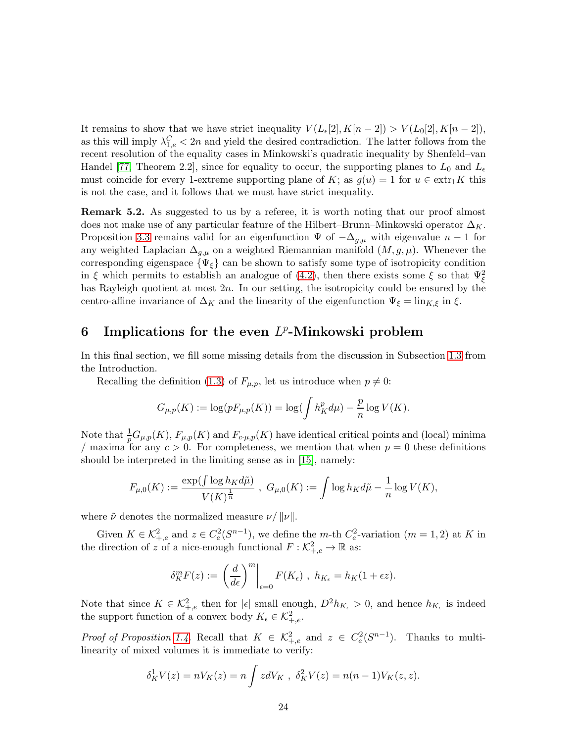It remains to show that we have strict inequality $V(L_\epsilon[2], K[n-2]) > V(L_0[2], K[n-2])$, as this will imply $\lambda^C_{1,e} < 2n$ and yield the desired contradiction. The latter follows from the recent resolution of the equality cases in Minkowski's quadratic inequality by Shenfeld–van Handel [77, Theorem 2.2], since for equality to occur, the supporting planes to $L_0$ and $L_\epsilon$ must coincide for every 1-extreme supporting plane of $K$; as $g(u) = 1$ for $u \in \mathrm{extr}_1 K$ this is not the case, and it follows that we must have strict inequality.

**Remark 5.2.** As suggested to us by a referee, it is worth noting that our proof almost does not make use of any particular feature of the Hilbert–Brunn–Minkowski operator $\Delta_K$. Proposition 3.3 remains valid for an eigenfunction $\Psi$ of $-\Delta_{g,\mu}$ with eigenvalue $n-1$ for any weighted Laplacian $\Delta_{g,\mu}$ on a weighted Riemannian manifold $(M, g, \mu)$. Whenever the corresponding eigenspace $\{\Psi_\xi\}$ can be shown to satisfy some type of isotropicity condition in $\xi$ which permits to establish an analogue of (4.2), then there exists some $\xi$ so that $\Psi^2_\xi$ has Rayleigh quotient at most $2n$. In our setting, the isotropicity could be ensured by the centro-affine invariance of $\Delta_K$ and the linearity of the eigenfunction $\Psi_\xi = \mathrm{lin}_{K,\xi}$ in $\xi$.

# 6 Implications for the even $L^p$-Minkowski problem

In this final section, we fill some missing details from the discussion in Subsection 1.3 from the Introduction.

Recalling the definition (1.3) of $F_{\mu,p}$, let us introduce when $p \neq 0$:

$$G_{\mu,p}(K) := \log(pF_{\mu,p}(K)) = \log\left(\int h_K^p d\mu\right) - \frac{p}{n}\log V(K).$$

Note that $\frac{1}{p}G_{\mu,p}(K)$, $F_{\mu,p}(K)$ and $F_{c\cdot\mu,p}(K)$ have identical critical points and (local) minima / maxima for any $c > 0$. For completeness, we mention that when $p = 0$ these definitions should be interpreted in the limiting sense as in [15], namely:

$$F_{\mu,0}(K) := \frac{\exp(\int \log h_K d\tilde{\mu})}{V(K)^{\frac{1}{n}}} \ , \ G_{\mu,0}(K) := \int \log h_K d\tilde{\mu} - \frac{1}{n}\log V(K),$$

where $\tilde{\nu}$ denotes the normalized measure $\nu/\|\nu\|$.

Given $K \in \mathcal{K}^2_{+,e}$ and $z \in C^2_e(S^{n-1})$, we define the $m$-th $C^2_e$-variation ($m = 1, 2$) at $K$ in the direction of $z$ of a nice-enough functional $F : \mathcal{K}^2_{+,e} \to \mathbb{R}$ as:

$$\delta^m_K F(z) := \left(\frac{d}{d\epsilon}\right)^m \Big|_{\epsilon=0} F(K_\epsilon) \ , \ h_{K_\epsilon} = h_K(1 + \epsilon z).$$

Note that since $K \in \mathcal{K}^2_{+,e}$ then for $|\epsilon|$ small enough, $D^2 h_{K_\epsilon} > 0$, and hence $h_{K_\epsilon}$ is indeed the support function of a convex body $K_\epsilon \in \mathcal{K}^2_{+,e}$.

*Proof of Proposition 1.4.* Recall that $K \in \mathcal{K}^2_{+,e}$ and $z \in C^2_e(S^{n-1})$. Thanks to multi-linearity of mixed volumes it is immediate to verify:

$$\delta^1_K V(z) = nV_K(z) = n\int z dV_K \ , \ \delta^2_K V(z) = n(n-1)V_K(z,z).$$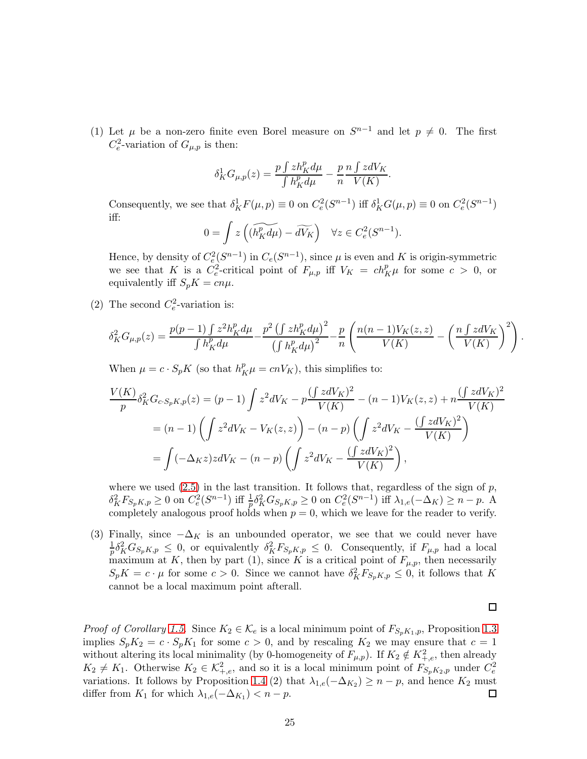(1) Let $\mu$ be a non-zero finite even Borel measure on $S^{n-1}$ and let $p \neq 0$. The first $C^2_e$-variation of $G_{\mu,p}$ is then:

$$\delta^1_K G_{\mu,p}(z) = \frac{p \int z h_K^p d\mu}{\int h_K^p d\mu} - \frac{p}{n} \frac{n \int z dV_K}{V(K)}.$$

Consequently, we see that $\delta^1_K F(\mu, p) \equiv 0$ on $C^2_e(S^{n-1})$ iff $\delta^1_K G(\mu, p) \equiv 0$ on $C^2_e(S^{n-1})$ iff:

$$0 = \int z \left( \widetilde{(h_K^p d\mu)} - \widetilde{dV_K} \right) \quad \forall z \in C^2_e(S^{n-1}).$$

Hence, by density of $C^2_e(S^{n-1})$ in $C_e(S^{n-1})$, since $\mu$ is even and $K$ is origin-symmetric we see that $K$ is a $C^2_e$-critical point of $F_{\mu,p}$ iff $V_K = c h_K^p \mu$ for some $c > 0$, or equivalently iff $S_p K = cn\mu$.

(2) The second $C^2_e$-variation is:

$$\delta^2_K G_{\mu,p}(z) = \frac{p(p-1) \int z^2 h_K^p d\mu}{\int h_K^p d\mu} - \frac{p^2 \left(\int z h_K^p d\mu\right)^2}{\left(\int h_K^p d\mu\right)^2} - \frac{p}{n} \left( \frac{n(n-1)V_K(z,z)}{V(K)} - \left( \frac{n \int z dV_K}{V(K)} \right)^2 \right).$$

When $\mu = c \cdot S_p K$ (so that $h_K^p \mu = cnV_K$), this simplifies to:

$$\begin{aligned}
\frac{V(K)}{p} \delta^2_K G_{c \cdot S_p K, p}(z) &= (p-1) \int z^2 dV_K - p \frac{(\int z dV_K)^2}{V(K)} - (n-1) V_K(z,z) + n \frac{(\int z dV_K)^2}{V(K)} \\
&= (n-1) \left( \int z^2 dV_K - V_K(z,z) \right) - (n-p) \left( \int z^2 dV_K - \frac{(\int z dV_K)^2}{V(K)} \right) \\
&= \int (-\Delta_K z) z dV_K - (n-p) \left( \int z^2 dV_K - \frac{(\int z dV_K)^2}{V(K)} \right),
\end{aligned}$$

where we used (2.5) in the last transition. It follows that, regardless of the sign of $p$, $\delta^2_K F_{S_p K, p} \geq 0$ on $C^2_e(S^{n-1})$ iff $\frac{1}{p} \delta^2_K G_{S_p K, p} \geq 0$ on $C^2_e(S^{n-1})$ iff $\lambda_{1,e}(-\Delta_K) \geq n - p$. A completely analogous proof holds when $p = 0$, which we leave for the reader to verify.

(3) Finally, since $-\Delta_K$ is an unbounded operator, we see that we could never have $\frac{1}{p} \delta^2_K G_{S_p K, p} \leq 0$, or equivalently $\delta^2_K F_{S_p K, p} \leq 0$. Consequently, if $F_{\mu,p}$ had a local maximum at $K$, then by part (1), since $K$ is a critical point of $F_{\mu,p}$, then necessarily $S_p K = c \cdot \mu$ for some $c > 0$. Since we cannot have $\delta^2_K F_{S_p K, p} \leq 0$, it follows that $K$ cannot be a local maximum point afterall.

$\square$

*Proof of Corollary 1.5.* Since $K_2 \in \mathcal{K}_e$ is a local minimum point of $F_{S_p K_1, p}$, Proposition 1.3 implies $S_p K_2 = c \cdot S_p K_1$ for some $c > 0$, and by rescaling $K_2$ we may ensure that $c = 1$ without altering its local minimality (by 0-homogeneity of $F_{\mu,p}$). If $K_2 \notin K^2_{+,e}$, then already $K_2 \neq K_1$. Otherwise $K_2 \in \mathcal{K}^2_{+,e}$, and so it is a local minimum point of $F_{S_p K_2, p}$ under $C^2_e$ variations. It follows by Proposition 1.4 (2) that $\lambda_{1,e}(-\Delta_{K_2}) \geq n - p$, and hence $K_2$ must differ from $K_1$ for which $\lambda_{1,e}(-\Delta_{K_1}) < n - p$. $\square$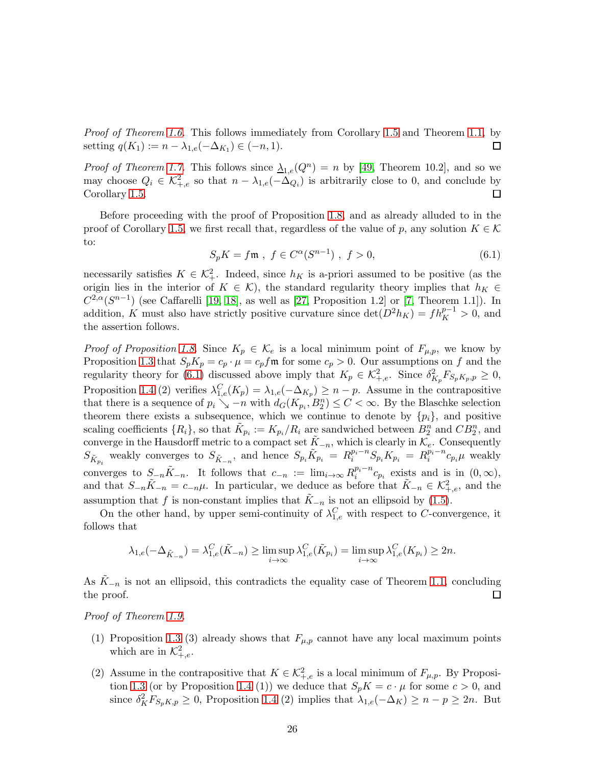*Proof of Theorem 1.6.* This follows immediately from Corollary 1.5 and Theorem 1.1, by setting $q(K_1) := n - \lambda_{1,e}(-\Delta_{K_1}) \in (-n, 1)$. $\square$

*Proof of Theorem 1.7.* This follows since $\underline{\lambda}_{1,e}(Q^n) = n$ by [49, Theorem 10.2], and so we may choose $Q_i \in \mathcal{K}^2_{+,e}$ so that $n - \lambda_{1,e}(-\Delta_{Q_i})$ is arbitrarily close to 0, and conclude by Corollary 1.5. $\square$

Before proceeding with the proof of Proposition 1.8, and as already alluded to in the proof of Corollary 1.5, we first recall that, regardless of the value of $p$, any solution $K \in \mathcal{K}$ to:

$$S_p K = f\mathfrak{m} \ , \ f \in C^{\alpha}(S^{n-1}) \ , \ f > 0, \tag{6.1}$$

necessarily satisfies $K \in \mathcal{K}^2_+$. Indeed, since $h_K$ is a-priori assumed to be positive (as the origin lies in the interior of $K \in \mathcal{K}$), the standard regularity theory implies that $h_K \in C^{2,\alpha}(S^{n-1})$ (see Caffarelli [19, 18], as well as [27, Proposition 1.2] or [7, Theorem 1.1]). In addition, $K$ must also have strictly positive curvature since $\det(D^2 h_K) = f h_K^{p-1} > 0$, and the assertion follows.

*Proof of Proposition 1.8.* Since $K_p \in \mathcal{K}_e$ is a local minimum point of $F_{\mu,p}$, we know by Proposition 1.3 that $S_p K_p = c_p \cdot \mu = c_p f \mathfrak{m}$ for some $c_p > 0$. Our assumptions on $f$ and the regularity theory for (6.1) discussed above imply that $K_p \in \mathcal{K}^2_{+,e}$. Since $\delta^2_{K_p} F_{S_p K_p, p} \geq 0$, Proposition 1.4 (2) verifies $\lambda^C_{1,e}(K_p) = \lambda_{1,e}(-\Delta_{K_p}) \geq n - p$. Assume in the contrapositive that there is a sequence of $p_i \searrow -n$ with $d_G(K_{p_i}, B^n_2) \leq C < \infty$. By the Blaschke selection theorem there exists a subsequence, which we continue to denote by $\{p_i\}$, and positive scaling coefficients $\{R_i\}$, so that $\tilde{K}_{p_i} := K_{p_i}/R_i$ are sandwiched between $B^n_2$ and $CB^n_2$, and converge in the Hausdorff metric to a compact set $\tilde{K}_{-n}$, which is clearly in $\mathcal{K}_e$. Consequently $S_{\tilde{K}_{p_i}}$ weakly converges to $S_{\tilde{K}_{-n}}$, and hence $S_{p_i} \tilde{K}_{p_i} = R_i^{p_i - n} S_{p_i} K_{p_i} = R_i^{p_i - n} c_{p_i} \mu$ weakly converges to $S_{-n} \tilde{K}_{-n}$. It follows that $c_{-n} := \lim_{i\to\infty} R_i^{p_i - n} c_{p_i}$ exists and is in $(0, \infty)$, and that $S_{-n} \tilde{K}_{-n} = c_{-n} \mu$. In particular, we deduce as before that $\tilde{K}_{-n} \in \mathcal{K}^2_{+,e}$, and the assumption that $f$ is non-constant implies that $\tilde{K}_{-n}$ is not an ellipsoid by (1.5).

On the other hand, by upper semi-continuity of $\lambda^C_{1,e}$ with respect to $C$-convergence, it follows that

$$\lambda_{1,e}(-\Delta_{\tilde{K}_{-n}}) = \lambda^C_{1,e}(\tilde{K}_{-n}) \geq \limsup_{i\to\infty} \lambda^C_{1,e}(\tilde{K}_{p_i}) = \limsup_{i\to\infty} \lambda^C_{1,e}(K_{p_i}) \geq 2n.$$

As $\tilde{K}_{-n}$ is not an ellipsoid, this contradicts the equality case of Theorem 1.1, concluding the proof. $\square$

*Proof of Theorem 1.9.*

(1) Proposition 1.3 (3) already shows that $F_{\mu,p}$ cannot have any local maximum points which are in $\mathcal{K}^2_{+,e}$.

(2) Assume in the contrapositive that $K \in \mathcal{K}^2_{+,e}$ is a local minimum of $F_{\mu,p}$. By Proposition 1.3 (or by Proposition 1.4 (1)) we deduce that $S_p K = c \cdot \mu$ for some $c > 0$, and since $\delta^2_K F_{S_p K, p} \geq 0$, Proposition 1.4 (2) implies that $\lambda_{1,e}(-\Delta_K) \geq n - p \geq 2n$. But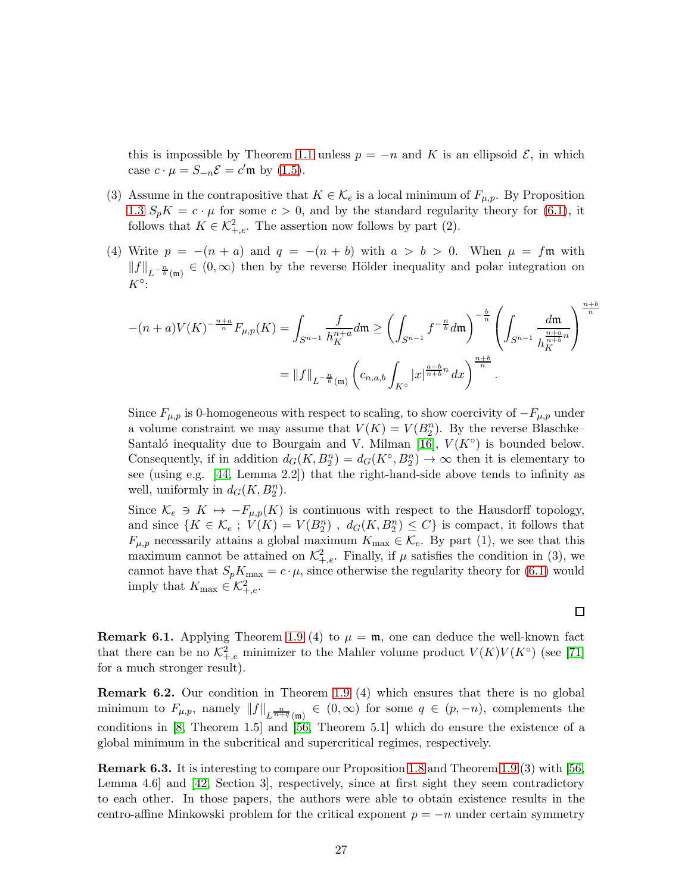this is impossible by Theorem 1.1 unless $p = -n$ and $K$ is an ellipsoid $\mathcal{E}$, in which case $c \cdot \mu = S_{-n}\mathcal{E} = c'\mathfrak{m}$ by (1.5).

(3) Assume in the contrapositive that $K \in \mathcal{K}_e$ is a local minimum of $F_{\mu,p}$. By Proposition 1.3 $S_pK = c \cdot \mu$ for some $c > 0$, and by the standard regularity theory for (6.1), it follows that $K \in \mathcal{K}^2_{+,e}$. The assertion now follows by part (2).

(4) Write $p = -(n + a)$ and $q = -(n + b)$ with $a > b > 0$. When $\mu = f\mathfrak{m}$ with $\|f\|_{L^{-\frac{n}{b}}(\mathfrak{m})} \in (0, \infty)$ then by the reverse Hölder inequality and polar integration on $K^\circ$:

$$-(n + a)V(K)^{-\frac{n+a}{n}} F_{\mu,p}(K) = \int_{S^{n-1}} \frac{f}{h_K^{n+a}} d\mathfrak{m} \geq \left( \int_{S^{n-1}} f^{-\frac{n}{b}} d\mathfrak{m} \right)^{-\frac{b}{n}} \left( \int_{S^{n-1}} \frac{d\mathfrak{m}}{h_K^{\frac{n+a}{n+b}n}} \right)^{\frac{n+b}{n}}$$

$$= \|f\|_{L^{-\frac{n}{b}}(\mathfrak{m})} \left( c_{n,a,b} \int_{K^\circ} |x|^{\frac{a-b}{n+b}n} \, dx \right)^{\frac{n+b}{n}}.$$

Since $F_{\mu,p}$ is 0-homogeneous with respect to scaling, to show coercivity of $-F_{\mu,p}$ under a volume constraint we may assume that $V(K) = V(B_2^n)$. By the reverse Blaschke–Santaló inequality due to Bourgain and V. Milman [16], $V(K^\circ)$ is bounded below. Consequently, if in addition $d_G(K, B_2^n) = d_G(K^\circ, B_2^n) \to \infty$ then it is elementary to see (using e.g. [44, Lemma 2.2]) that the right-hand-side above tends to infinity as well, uniformly in $d_G(K, B_2^n)$.

Since $\mathcal{K}_e \ni K \mapsto -F_{\mu,p}(K)$ is continuous with respect to the Hausdorff topology, and since $\{K \in \mathcal{K}_e \; ; \; V(K) = V(B_2^n) \; , \; d_G(K, B_2^n) \leq C\}$ is compact, it follows that $F_{\mu,p}$ necessarily attains a global maximum $K_{\max} \in \mathcal{K}_e$. By part (1), we see that this maximum cannot be attained on $\mathcal{K}^2_{+,e}$. Finally, if $\mu$ satisfies the condition in (3), we cannot have that $S_pK_{\max} = c \cdot \mu$, since otherwise the regularity theory for (6.1) would imply that $K_{\max} \in \mathcal{K}^2_{+,e}$.

$\square$

**Remark 6.1.** Applying Theorem 1.9 (4) to $\mu = \mathfrak{m}$, one can deduce the well-known fact that there can be no $\mathcal{K}^2_{+,e}$ minimizer to the Mahler volume product $V(K)V(K^\circ)$ (see [71] for a much stronger result).

**Remark 6.2.** Our condition in Theorem 1.9 (4) which ensures that there is no global minimum to $F_{\mu,p}$, namely $\|f\|_{L^{\frac{n}{n+q}}(\mathfrak{m})} \in (0, \infty)$ for some $q \in (p, -n)$, complements the conditions in [8, Theorem 1.5] and [56, Theorem 5.1] which do ensure the existence of a global minimum in the subcritical and supercritical regimes, respectively.

**Remark 6.3.** It is interesting to compare our Proposition 1.8 and Theorem 1.9 (3) with [56, Lemma 4.6] and [42, Section 3], respectively, since at first sight they seem contradictory to each other. In those papers, the authors were able to obtain existence results in the centro-affine Minkowski problem for the critical exponent $p = -n$ under certain symmetry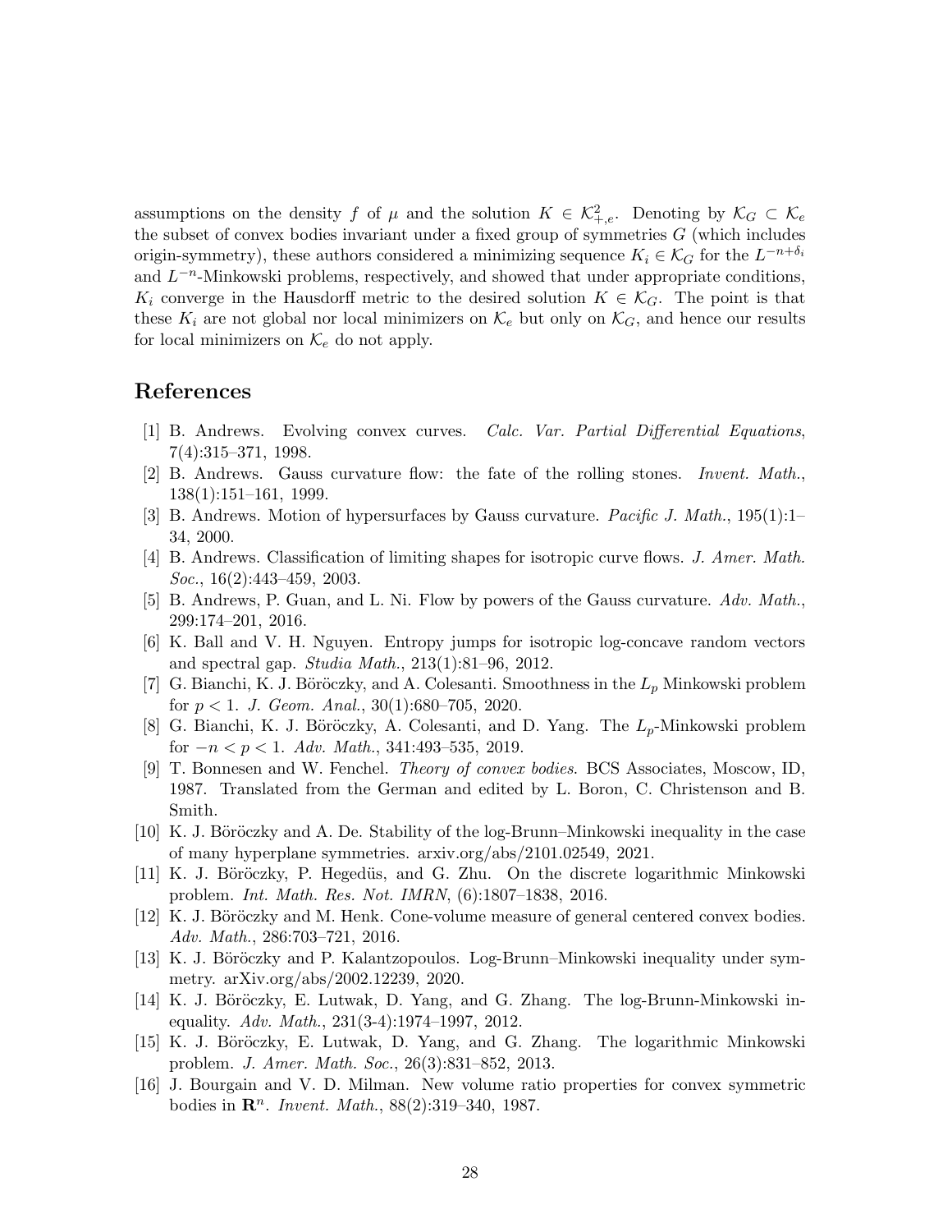assumptions on the density $f$ of $\mu$ and the solution $K \in \mathcal{K}^2_{+,e}$. Denoting by $\mathcal{K}_G \subset \mathcal{K}_e$ the subset of convex bodies invariant under a fixed group of symmetries $G$ (which includes origin-symmetry), these authors considered a minimizing sequence $K_i \in \mathcal{K}_G$ for the $L^{-n+\delta_i}$ and $L^{-n}$-Minkowski problems, respectively, and showed that under appropriate conditions, $K_i$ converge in the Hausdorff metric to the desired solution $K \in \mathcal{K}_G$. The point is that these $K_i$ are not global nor local minimizers on $\mathcal{K}_e$ but only on $\mathcal{K}_G$, and hence our results for local minimizers on $\mathcal{K}_e$ do not apply.

## References

[1] B. Andrews. Evolving convex curves. *Calc. Var. Partial Differential Equations*, 7(4):315–371, 1998.

[2] B. Andrews. Gauss curvature flow: the fate of the rolling stones. *Invent. Math.*, 138(1):151–161, 1999.

[3] B. Andrews. Motion of hypersurfaces by Gauss curvature. *Pacific J. Math.*, 195(1):1–34, 2000.

[4] B. Andrews. Classification of limiting shapes for isotropic curve flows. *J. Amer. Math. Soc.*, 16(2):443–459, 2003.

[5] B. Andrews, P. Guan, and L. Ni. Flow by powers of the Gauss curvature. *Adv. Math.*, 299:174–201, 2016.

[6] K. Ball and V. H. Nguyen. Entropy jumps for isotropic log-concave random vectors and spectral gap. *Studia Math.*, 213(1):81–96, 2012.

[7] G. Bianchi, K. J. Böröczky, and A. Colesanti. Smoothness in the $L_p$ Minkowski problem for $p < 1$. *J. Geom. Anal.*, 30(1):680–705, 2020.

[8] G. Bianchi, K. J. Böröczky, A. Colesanti, and D. Yang. The $L_p$-Minkowski problem for $-n < p < 1$. *Adv. Math.*, 341:493–535, 2019.

[9] T. Bonnesen and W. Fenchel. *Theory of convex bodies*. BCS Associates, Moscow, ID, 1987. Translated from the German and edited by L. Boron, C. Christenson and B. Smith.

[10] K. J. Böröczky and A. De. Stability of the log-Brunn–Minkowski inequality in the case of many hyperplane symmetries. arxiv.org/abs/2101.02549, 2021.

[11] K. J. Böröczky, P. Hegedüs, and G. Zhu. On the discrete logarithmic Minkowski problem. *Int. Math. Res. Not. IMRN*, (6):1807–1838, 2016.

[12] K. J. Böröczky and M. Henk. Cone-volume measure of general centered convex bodies. *Adv. Math.*, 286:703–721, 2016.

[13] K. J. Böröczky and P. Kalantzopoulos. Log-Brunn–Minkowski inequality under symmetry. arXiv.org/abs/2002.12239, 2020.

[14] K. J. Böröczky, E. Lutwak, D. Yang, and G. Zhang. The log-Brunn-Minkowski inequality. *Adv. Math.*, 231(3-4):1974–1997, 2012.

[15] K. J. Böröczky, E. Lutwak, D. Yang, and G. Zhang. The logarithmic Minkowski problem. *J. Amer. Math. Soc.*, 26(3):831–852, 2013.

[16] J. Bourgain and V. D. Milman. New volume ratio properties for convex symmetric bodies in $\mathbf{R}^n$. *Invent. Math.*, 88(2):319–340, 1987.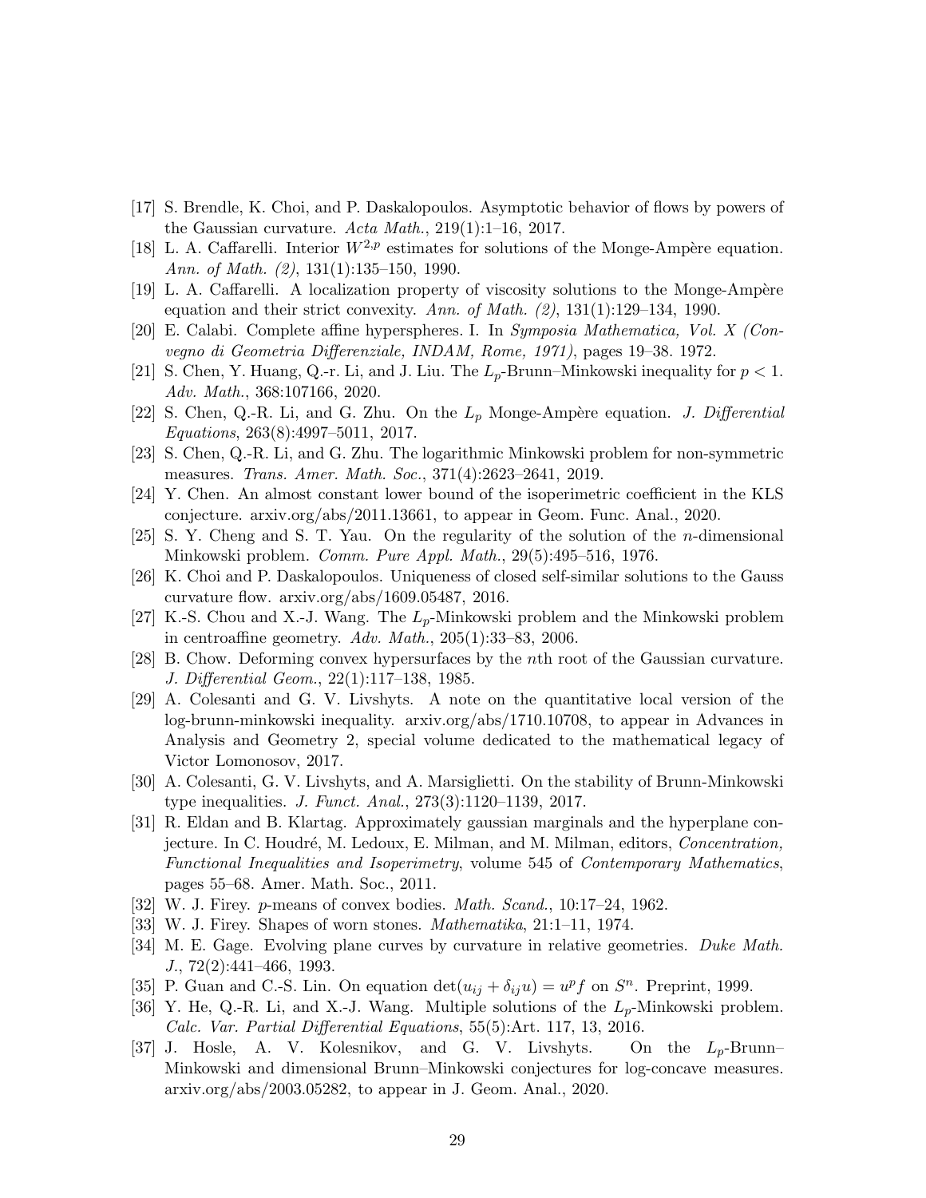[17] S. Brendle, K. Choi, and P. Daskalopoulos. Asymptotic behavior of flows by powers of the Gaussian curvature. *Acta Math.*, 219(1):1–16, 2017.

[18] L. A. Caffarelli. Interior $W^{2,p}$ estimates for solutions of the Monge-Ampère equation. *Ann. of Math. (2)*, 131(1):135–150, 1990.

[19] L. A. Caffarelli. A localization property of viscosity solutions to the Monge-Ampère equation and their strict convexity. *Ann. of Math. (2)*, 131(1):129–134, 1990.

[20] E. Calabi. Complete affine hyperspheres. I. In *Symposia Mathematica, Vol. X (Convegno di Geometria Differenziale, INDAM, Rome, 1971)*, pages 19–38. 1972.

[21] S. Chen, Y. Huang, Q.-r. Li, and J. Liu. The $L_p$-Brunn–Minkowski inequality for $p < 1$. *Adv. Math.*, 368:107166, 2020.

[22] S. Chen, Q.-R. Li, and G. Zhu. On the $L_p$ Monge-Ampère equation. *J. Differential Equations*, 263(8):4997–5011, 2017.

[23] S. Chen, Q.-R. Li, and G. Zhu. The logarithmic Minkowski problem for non-symmetric measures. *Trans. Amer. Math. Soc.*, 371(4):2623–2641, 2019.

[24] Y. Chen. An almost constant lower bound of the isoperimetric coefficient in the KLS conjecture. arxiv.org/abs/2011.13661, to appear in Geom. Func. Anal., 2020.

[25] S. Y. Cheng and S. T. Yau. On the regularity of the solution of the $n$-dimensional Minkowski problem. *Comm. Pure Appl. Math.*, 29(5):495–516, 1976.

[26] K. Choi and P. Daskalopoulos. Uniqueness of closed self-similar solutions to the Gauss curvature flow. arxiv.org/abs/1609.05487, 2016.

[27] K.-S. Chou and X.-J. Wang. The $L_p$-Minkowski problem and the Minkowski problem in centroaffine geometry. *Adv. Math.*, 205(1):33–83, 2006.

[28] B. Chow. Deforming convex hypersurfaces by the $n$th root of the Gaussian curvature. *J. Differential Geom.*, 22(1):117–138, 1985.

[29] A. Colesanti and G. V. Livshyts. A note on the quantitative local version of the log-brunn-minkowski inequality. arxiv.org/abs/1710.10708, to appear in Advances in Analysis and Geometry 2, special volume dedicated to the mathematical legacy of Victor Lomonosov, 2017.

[30] A. Colesanti, G. V. Livshyts, and A. Marsiglietti. On the stability of Brunn-Minkowski type inequalities. *J. Funct. Anal.*, 273(3):1120–1139, 2017.

[31] R. Eldan and B. Klartag. Approximately gaussian marginals and the hyperplane conjecture. In C. Houdré, M. Ledoux, E. Milman, and M. Milman, editors, *Concentration, Functional Inequalities and Isoperimetry*, volume 545 of *Contemporary Mathematics*, pages 55–68. Amer. Math. Soc., 2011.

[32] W. J. Firey. $p$-means of convex bodies. *Math. Scand.*, 10:17–24, 1962.

[33] W. J. Firey. Shapes of worn stones. *Mathematika*, 21:1–11, 1974.

[34] M. E. Gage. Evolving plane curves by curvature in relative geometries. *Duke Math. J.*, 72(2):441–466, 1993.

[35] P. Guan and C.-S. Lin. On equation $\det(u_{ij} + \delta_{ij}u) = u^p f$ on $S^n$. Preprint, 1999.

[36] Y. He, Q.-R. Li, and X.-J. Wang. Multiple solutions of the $L_p$-Minkowski problem. *Calc. Var. Partial Differential Equations*, 55(5):Art. 117, 13, 2016.

[37] J. Hosle, A. V. Kolesnikov, and G. V. Livshyts. On the $L_p$-Brunn–Minkowski and dimensional Brunn–Minkowski conjectures for log-concave measures. arxiv.org/abs/2003.05282, to appear in J. Geom. Anal., 2020.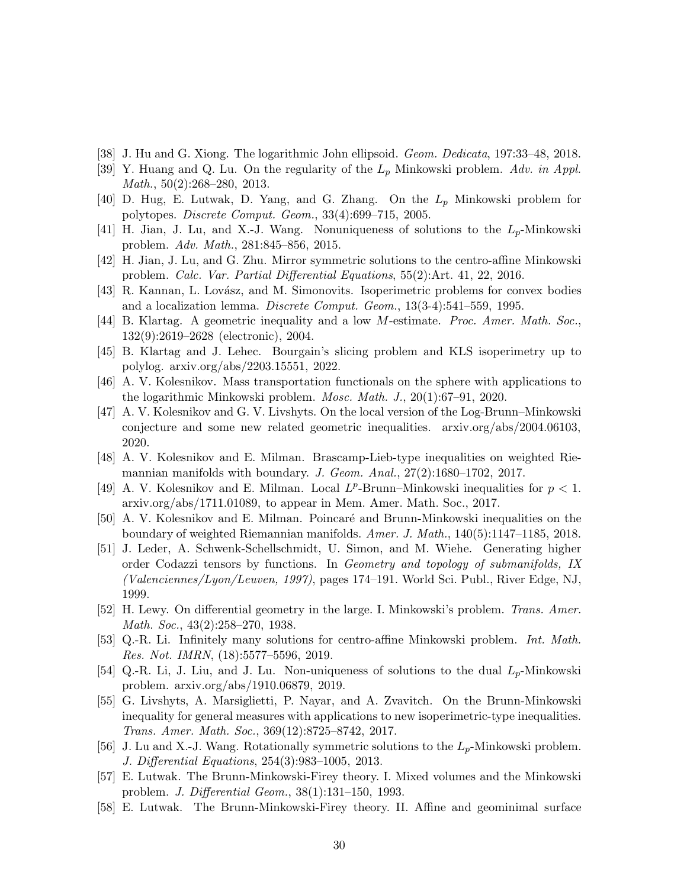[38] J. Hu and G. Xiong. The logarithmic John ellipsoid. *Geom. Dedicata*, 197:33–48, 2018.

[39] Y. Huang and Q. Lu. On the regularity of the $L_p$ Minkowski problem. *Adv. in Appl. Math.*, 50(2):268–280, 2013.

[40] D. Hug, E. Lutwak, D. Yang, and G. Zhang. On the $L_p$ Minkowski problem for polytopes. *Discrete Comput. Geom.*, 33(4):699–715, 2005.

[41] H. Jian, J. Lu, and X.-J. Wang. Nonuniqueness of solutions to the $L_p$-Minkowski problem. *Adv. Math.*, 281:845–856, 2015.

[42] H. Jian, J. Lu, and G. Zhu. Mirror symmetric solutions to the centro-affine Minkowski problem. *Calc. Var. Partial Differential Equations*, 55(2):Art. 41, 22, 2016.

[43] R. Kannan, L. Lovász, and M. Simonovits. Isoperimetric problems for convex bodies and a localization lemma. *Discrete Comput. Geom.*, 13(3-4):541–559, 1995.

[44] B. Klartag. A geometric inequality and a low $M$-estimate. *Proc. Amer. Math. Soc.*, 132(9):2619–2628 (electronic), 2004.

[45] B. Klartag and J. Lehec. Bourgain's slicing problem and KLS isoperimetry up to polylog. arxiv.org/abs/2203.15551, 2022.

[46] A. V. Kolesnikov. Mass transportation functionals on the sphere with applications to the logarithmic Minkowski problem. *Mosc. Math. J.*, 20(1):67–91, 2020.

[47] A. V. Kolesnikov and G. V. Livshyts. On the local version of the Log-Brunn–Minkowski conjecture and some new related geometric inequalities. arxiv.org/abs/2004.06103, 2020.

[48] A. V. Kolesnikov and E. Milman. Brascamp-Lieb-type inequalities on weighted Riemannian manifolds with boundary. *J. Geom. Anal.*, 27(2):1680–1702, 2017.

[49] A. V. Kolesnikov and E. Milman. Local $L^p$-Brunn–Minkowski inequalities for $p < 1$. arxiv.org/abs/1711.01089, to appear in Mem. Amer. Math. Soc., 2017.

[50] A. V. Kolesnikov and E. Milman. Poincaré and Brunn-Minkowski inequalities on the boundary of weighted Riemannian manifolds. *Amer. J. Math.*, 140(5):1147–1185, 2018.

[51] J. Leder, A. Schwenk-Schellschmidt, U. Simon, and M. Wiehe. Generating higher order Codazzi tensors by functions. In *Geometry and topology of submanifolds, IX (Valenciennes/Lyon/Leuven, 1997)*, pages 174–191. World Sci. Publ., River Edge, NJ, 1999.

[52] H. Lewy. On differential geometry in the large. I. Minkowski's problem. *Trans. Amer. Math. Soc.*, 43(2):258–270, 1938.

[53] Q.-R. Li. Infinitely many solutions for centro-affine Minkowski problem. *Int. Math. Res. Not. IMRN*, (18):5577–5596, 2019.

[54] Q.-R. Li, J. Liu, and J. Lu. Non-uniqueness of solutions to the dual $L_p$-Minkowski problem. arxiv.org/abs/1910.06879, 2019.

[55] G. Livshyts, A. Marsiglietti, P. Nayar, and A. Zvavitch. On the Brunn-Minkowski inequality for general measures with applications to new isoperimetric-type inequalities. *Trans. Amer. Math. Soc.*, 369(12):8725–8742, 2017.

[56] J. Lu and X.-J. Wang. Rotationally symmetric solutions to the $L_p$-Minkowski problem. *J. Differential Equations*, 254(3):983–1005, 2013.

[57] E. Lutwak. The Brunn-Minkowski-Firey theory. I. Mixed volumes and the Minkowski problem. *J. Differential Geom.*, 38(1):131–150, 1993.

[58] E. Lutwak. The Brunn-Minkowski-Firey theory. II. Affine and geominimal surface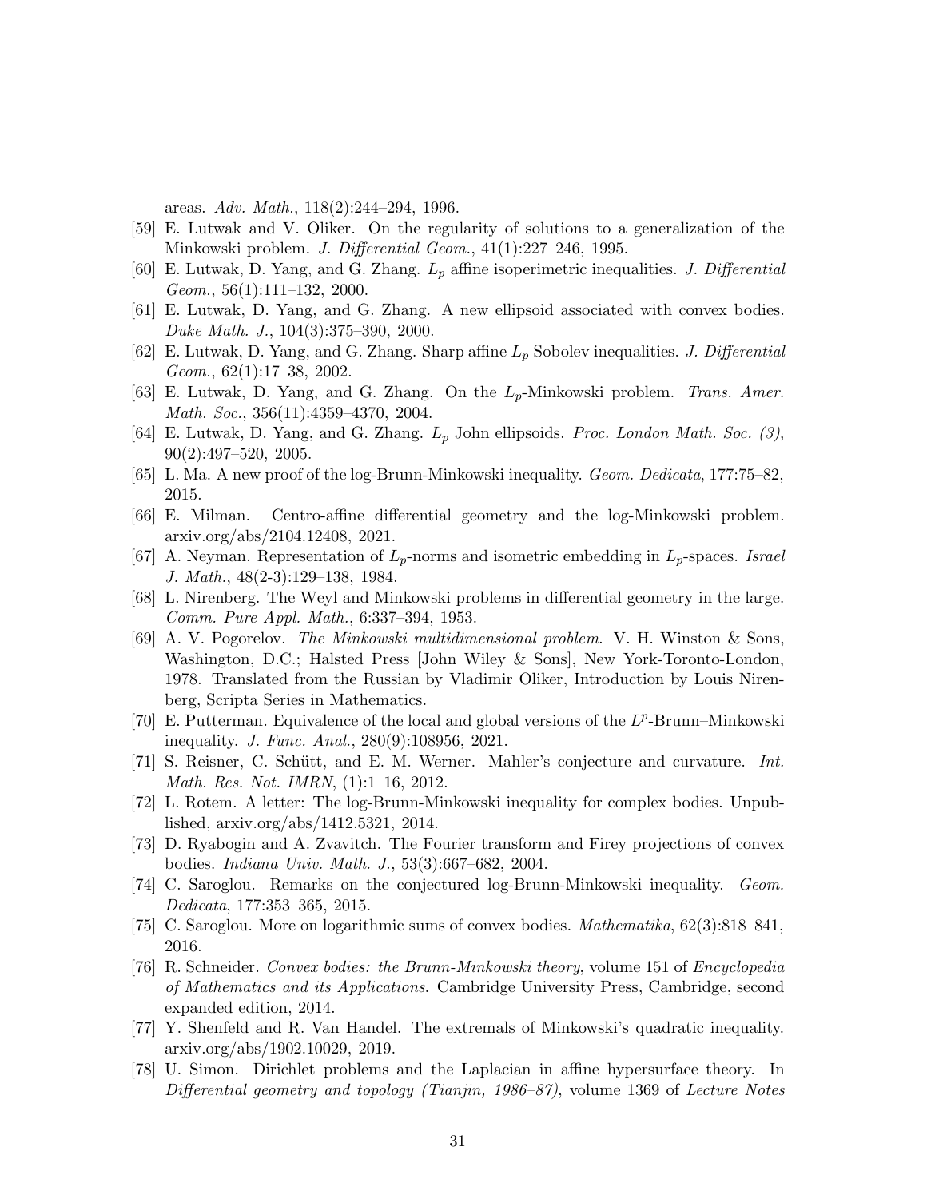areas. *Adv. Math.*, 118(2):244–294, 1996.

[59] E. Lutwak and V. Oliker. On the regularity of solutions to a generalization of the Minkowski problem. *J. Differential Geom.*, 41(1):227–246, 1995.

[60] E. Lutwak, D. Yang, and G. Zhang. $L_p$ affine isoperimetric inequalities. *J. Differential Geom.*, 56(1):111–132, 2000.

[61] E. Lutwak, D. Yang, and G. Zhang. A new ellipsoid associated with convex bodies. *Duke Math. J.*, 104(3):375–390, 2000.

[62] E. Lutwak, D. Yang, and G. Zhang. Sharp affine $L_p$ Sobolev inequalities. *J. Differential Geom.*, 62(1):17–38, 2002.

[63] E. Lutwak, D. Yang, and G. Zhang. On the $L_p$-Minkowski problem. *Trans. Amer. Math. Soc.*, 356(11):4359–4370, 2004.

[64] E. Lutwak, D. Yang, and G. Zhang. $L_p$ John ellipsoids. *Proc. London Math. Soc. (3)*, 90(2):497–520, 2005.

[65] L. Ma. A new proof of the log-Brunn-Minkowski inequality. *Geom. Dedicata*, 177:75–82, 2015.

[66] E. Milman. Centro-affine differential geometry and the log-Minkowski problem. arxiv.org/abs/2104.12408, 2021.

[67] A. Neyman. Representation of $L_p$-norms and isometric embedding in $L_p$-spaces. *Israel J. Math.*, 48(2-3):129–138, 1984.

[68] L. Nirenberg. The Weyl and Minkowski problems in differential geometry in the large. *Comm. Pure Appl. Math.*, 6:337–394, 1953.

[69] A. V. Pogorelov. *The Minkowski multidimensional problem*. V. H. Winston & Sons, Washington, D.C.; Halsted Press [John Wiley & Sons], New York-Toronto-London, 1978. Translated from the Russian by Vladimir Oliker, Introduction by Louis Nirenberg, Scripta Series in Mathematics.

[70] E. Putterman. Equivalence of the local and global versions of the $L^p$-Brunn–Minkowski inequality. *J. Func. Anal.*, 280(9):108956, 2021.

[71] S. Reisner, C. Schütt, and E. M. Werner. Mahler's conjecture and curvature. *Int. Math. Res. Not. IMRN*, (1):1–16, 2012.

[72] L. Rotem. A letter: The log-Brunn-Minkowski inequality for complex bodies. Unpublished, arxiv.org/abs/1412.5321, 2014.

[73] D. Ryabogin and A. Zvavitch. The Fourier transform and Firey projections of convex bodies. *Indiana Univ. Math. J.*, 53(3):667–682, 2004.

[74] C. Saroglou. Remarks on the conjectured log-Brunn-Minkowski inequality. *Geom. Dedicata*, 177:353–365, 2015.

[75] C. Saroglou. More on logarithmic sums of convex bodies. *Mathematika*, 62(3):818–841, 2016.

[76] R. Schneider. *Convex bodies: the Brunn-Minkowski theory*, volume 151 of *Encyclopedia of Mathematics and its Applications*. Cambridge University Press, Cambridge, second expanded edition, 2014.

[77] Y. Shenfeld and R. Van Handel. The extremals of Minkowski's quadratic inequality. arxiv.org/abs/1902.10029, 2019.

[78] U. Simon. Dirichlet problems and the Laplacian in affine hypersurface theory. In *Differential geometry and topology (Tianjin, 1986–87)*, volume 1369 of *Lecture Notes*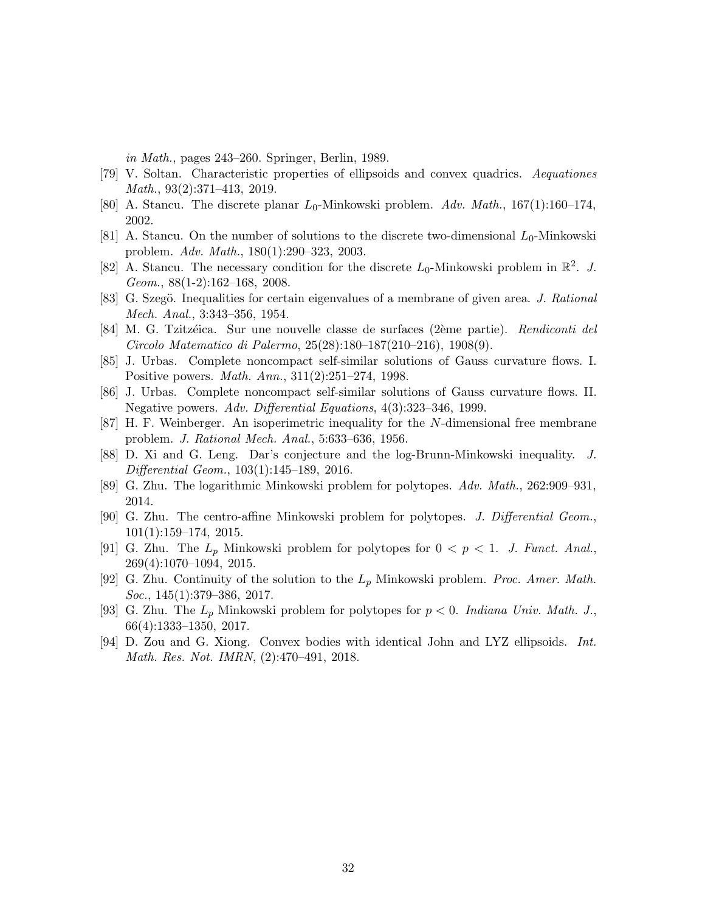*in Math.*, pages 243–260. Springer, Berlin, 1989.

[79] V. Soltan. Characteristic properties of ellipsoids and convex quadrics. *Aequationes Math.*, 93(2):371–413, 2019.

[80] A. Stancu. The discrete planar $L_0$-Minkowski problem. *Adv. Math.*, 167(1):160–174, 2002.

[81] A. Stancu. On the number of solutions to the discrete two-dimensional $L_0$-Minkowski problem. *Adv. Math.*, 180(1):290–323, 2003.

[82] A. Stancu. The necessary condition for the discrete $L_0$-Minkowski problem in $\mathbb{R}^2$. *J. Geom.*, 88(1-2):162–168, 2008.

[83] G. Szegö. Inequalities for certain eigenvalues of a membrane of given area. *J. Rational Mech. Anal.*, 3:343–356, 1954.

[84] M. G. Tzitzéica. Sur une nouvelle classe de surfaces (2ème partie). *Rendiconti del Circolo Matematico di Palermo*, 25(28):180–187(210–216), 1908(9).

[85] J. Urbas. Complete noncompact self-similar solutions of Gauss curvature flows. I. Positive powers. *Math. Ann.*, 311(2):251–274, 1998.

[86] J. Urbas. Complete noncompact self-similar solutions of Gauss curvature flows. II. Negative powers. *Adv. Differential Equations*, 4(3):323–346, 1999.

[87] H. F. Weinberger. An isoperimetric inequality for the $N$-dimensional free membrane problem. *J. Rational Mech. Anal.*, 5:633–636, 1956.

[88] D. Xi and G. Leng. Dar's conjecture and the log-Brunn-Minkowski inequality. *J. Differential Geom.*, 103(1):145–189, 2016.

[89] G. Zhu. The logarithmic Minkowski problem for polytopes. *Adv. Math.*, 262:909–931, 2014.

[90] G. Zhu. The centro-affine Minkowski problem for polytopes. *J. Differential Geom.*, 101(1):159–174, 2015.

[91] G. Zhu. The $L_p$ Minkowski problem for polytopes for $0 < p < 1$. *J. Funct. Anal.*, 269(4):1070–1094, 2015.

[92] G. Zhu. Continuity of the solution to the $L_p$ Minkowski problem. *Proc. Amer. Math. Soc.*, 145(1):379–386, 2017.

[93] G. Zhu. The $L_p$ Minkowski problem for polytopes for $p < 0$. *Indiana Univ. Math. J.*, 66(4):1333–1350, 2017.

[94] D. Zou and G. Xiong. Convex bodies with identical John and LYZ ellipsoids. *Int. Math. Res. Not. IMRN*, (2):470–491, 2018.